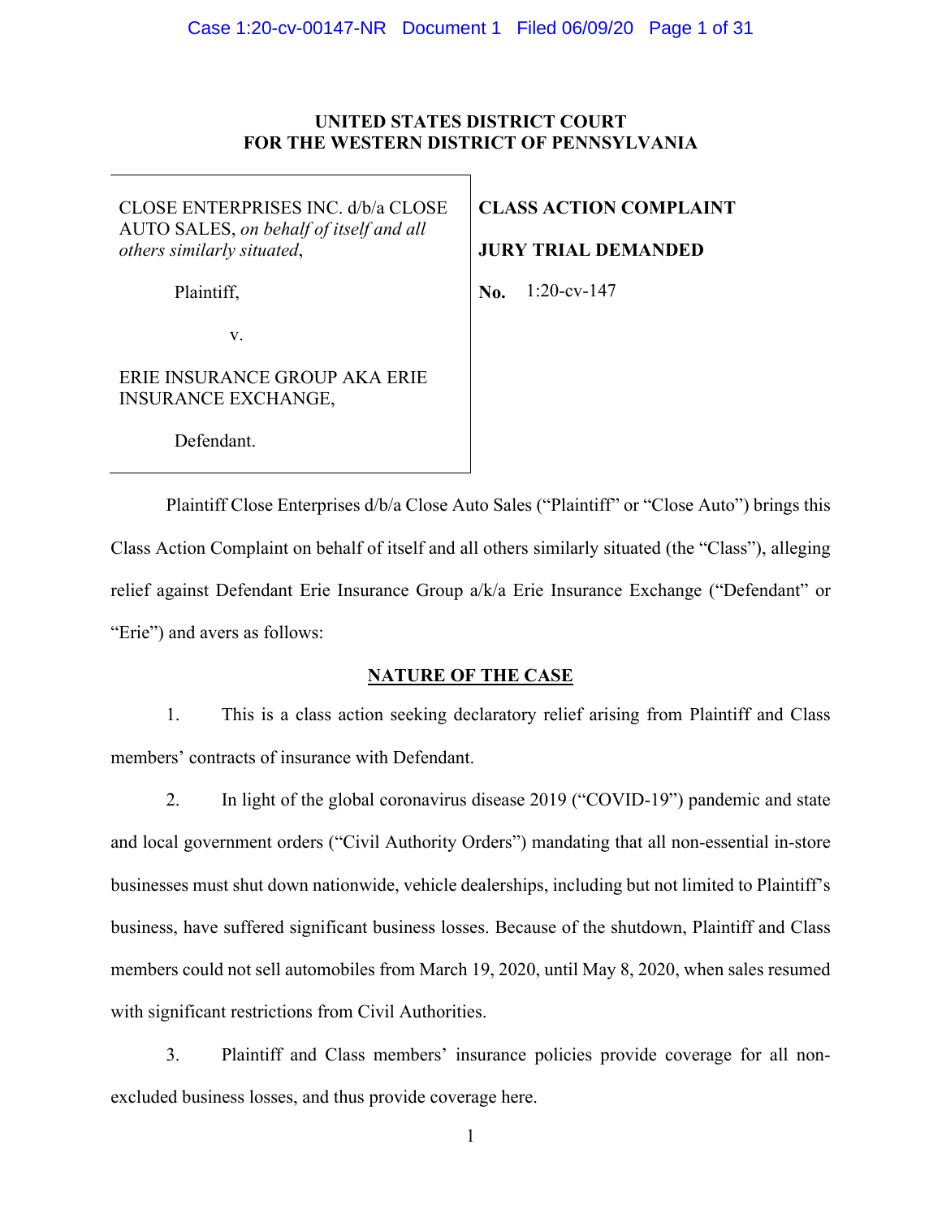**UNITED STATES DISTRICT COURT**
**FOR THE WESTERN DISTRICT OF PENNSYLVANIA**

| | |
|---|---|
| CLOSE ENTERPRISES INC. d/b/a CLOSE AUTO SALES, *on behalf of itself and all others similarly situated*,<br><br>Plaintiff,<br><br>v.<br><br>ERIE INSURANCE GROUP AKA ERIE INSURANCE EXCHANGE,<br><br>Defendant. | **CLASS ACTION COMPLAINT**<br><br>**JURY TRIAL DEMANDED**<br><br>**No.** 1:20-cv-147 |

Plaintiff Close Enterprises d/b/a Close Auto Sales ("Plaintiff" or "Close Auto") brings this Class Action Complaint on behalf of itself and all others similarly situated (the "Class"), alleging relief against Defendant Erie Insurance Group a/k/a Erie Insurance Exchange ("Defendant" or "Erie") and avers as follows:

## NATURE OF THE CASE

1. This is a class action seeking declaratory relief arising from Plaintiff and Class members' contracts of insurance with Defendant.

2. In light of the global coronavirus disease 2019 ("COVID-19") pandemic and state and local government orders ("Civil Authority Orders") mandating that all non-essential in-store businesses must shut down nationwide, vehicle dealerships, including but not limited to Plaintiff's business, have suffered significant business losses. Because of the shutdown, Plaintiff and Class members could not sell automobiles from March 19, 2020, until May 8, 2020, when sales resumed with significant restrictions from Civil Authorities.

3. Plaintiff and Class members' insurance policies provide coverage for all non-excluded business losses, and thus provide coverage here.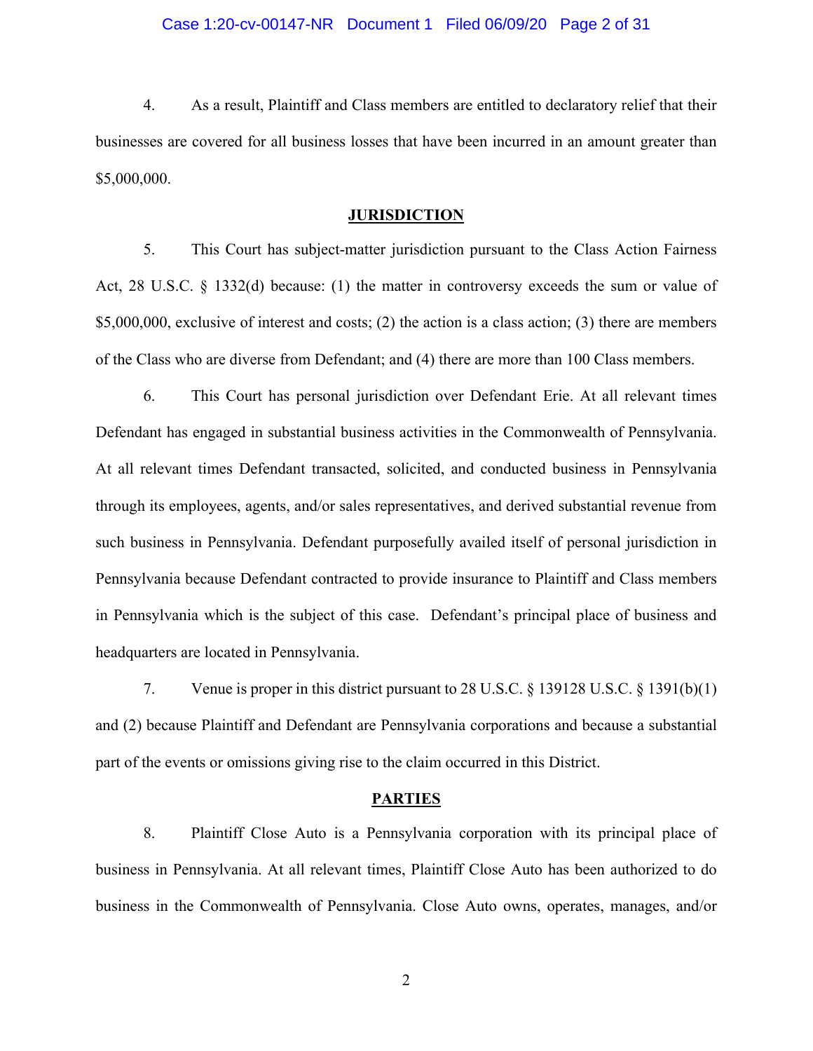4. As a result, Plaintiff and Class members are entitled to declaratory relief that their businesses are covered for all business losses that have been incurred in an amount greater than $5,000,000.

## JURISDICTION

5. This Court has subject-matter jurisdiction pursuant to the Class Action Fairness Act, 28 U.S.C. § 1332(d) because: (1) the matter in controversy exceeds the sum or value of $5,000,000, exclusive of interest and costs; (2) the action is a class action; (3) there are members of the Class who are diverse from Defendant; and (4) there are more than 100 Class members.

6. This Court has personal jurisdiction over Defendant Erie. At all relevant times Defendant has engaged in substantial business activities in the Commonwealth of Pennsylvania. At all relevant times Defendant transacted, solicited, and conducted business in Pennsylvania through its employees, agents, and/or sales representatives, and derived substantial revenue from such business in Pennsylvania. Defendant purposefully availed itself of personal jurisdiction in Pennsylvania because Defendant contracted to provide insurance to Plaintiff and Class members in Pennsylvania which is the subject of this case. Defendant's principal place of business and headquarters are located in Pennsylvania.

7. Venue is proper in this district pursuant to 28 U.S.C. § 139128 U.S.C. § 1391(b)(1) and (2) because Plaintiff and Defendant are Pennsylvania corporations and because a substantial part of the events or omissions giving rise to the claim occurred in this District.

## PARTIES

8. Plaintiff Close Auto is a Pennsylvania corporation with its principal place of business in Pennsylvania. At all relevant times, Plaintiff Close Auto has been authorized to do business in the Commonwealth of Pennsylvania. Close Auto owns, operates, manages, and/or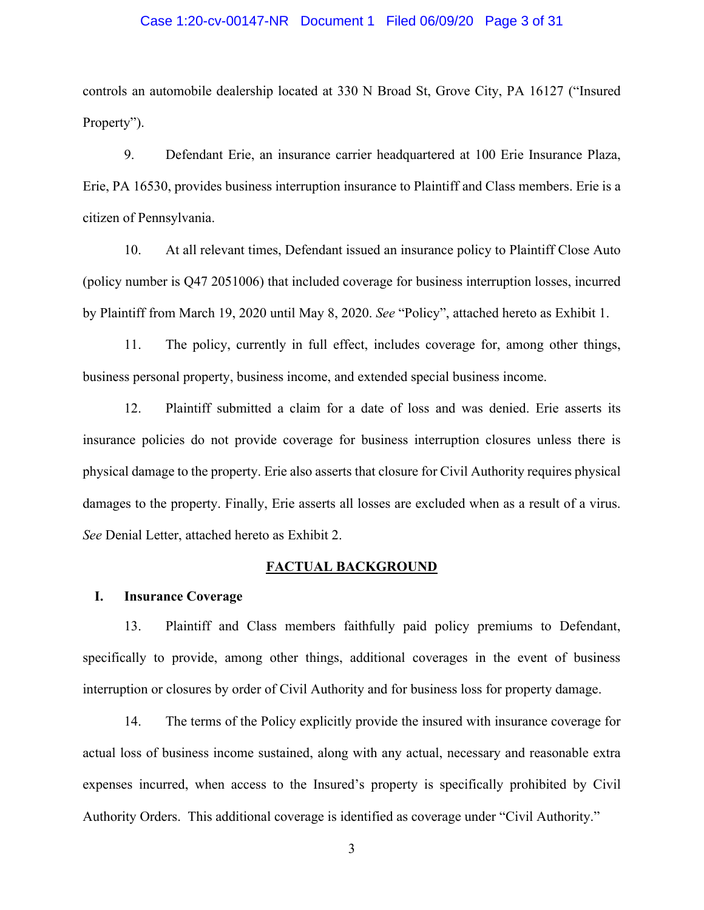controls an automobile dealership located at 330 N Broad St, Grove City, PA 16127 ("Insured Property").

9. Defendant Erie, an insurance carrier headquartered at 100 Erie Insurance Plaza, Erie, PA 16530, provides business interruption insurance to Plaintiff and Class members. Erie is a citizen of Pennsylvania.

10. At all relevant times, Defendant issued an insurance policy to Plaintiff Close Auto (policy number is Q47 2051006) that included coverage for business interruption losses, incurred by Plaintiff from March 19, 2020 until May 8, 2020. *See* "Policy", attached hereto as Exhibit 1.

11. The policy, currently in full effect, includes coverage for, among other things, business personal property, business income, and extended special business income.

12. Plaintiff submitted a claim for a date of loss and was denied. Erie asserts its insurance policies do not provide coverage for business interruption closures unless there is physical damage to the property. Erie also asserts that closure for Civil Authority requires physical damages to the property. Finally, Erie asserts all losses are excluded when as a result of a virus. *See* Denial Letter, attached hereto as Exhibit 2.

## FACTUAL BACKGROUND

### I. Insurance Coverage

13. Plaintiff and Class members faithfully paid policy premiums to Defendant, specifically to provide, among other things, additional coverages in the event of business interruption or closures by order of Civil Authority and for business loss for property damage.

14. The terms of the Policy explicitly provide the insured with insurance coverage for actual loss of business income sustained, along with any actual, necessary and reasonable extra expenses incurred, when access to the Insured's property is specifically prohibited by Civil Authority Orders. This additional coverage is identified as coverage under "Civil Authority."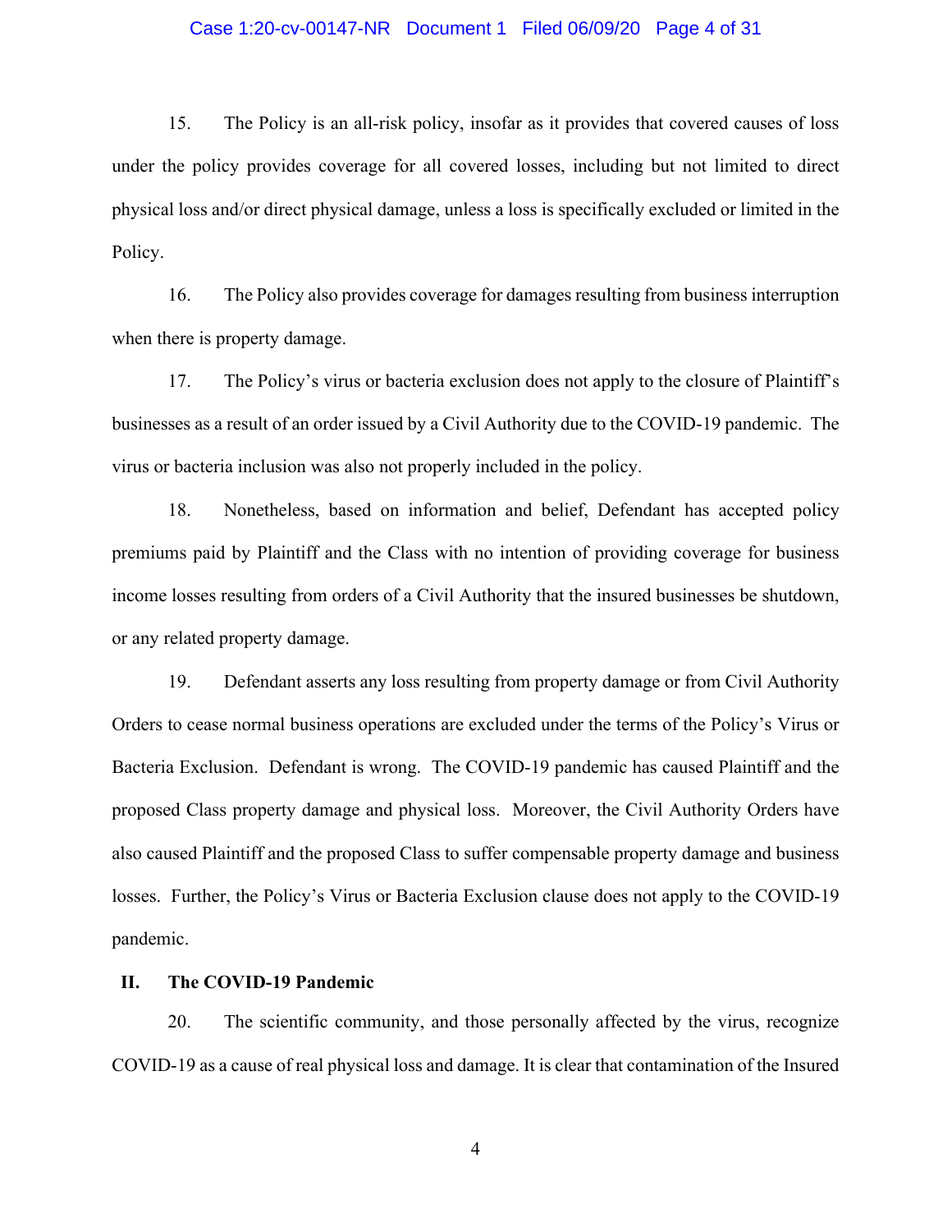15. The Policy is an all-risk policy, insofar as it provides that covered causes of loss under the policy provides coverage for all covered losses, including but not limited to direct physical loss and/or direct physical damage, unless a loss is specifically excluded or limited in the Policy.

16. The Policy also provides coverage for damages resulting from business interruption when there is property damage.

17. The Policy's virus or bacteria exclusion does not apply to the closure of Plaintiff's businesses as a result of an order issued by a Civil Authority due to the COVID-19 pandemic. The virus or bacteria inclusion was also not properly included in the policy.

18. Nonetheless, based on information and belief, Defendant has accepted policy premiums paid by Plaintiff and the Class with no intention of providing coverage for business income losses resulting from orders of a Civil Authority that the insured businesses be shutdown, or any related property damage.

19. Defendant asserts any loss resulting from property damage or from Civil Authority Orders to cease normal business operations are excluded under the terms of the Policy's Virus or Bacteria Exclusion. Defendant is wrong. The COVID-19 pandemic has caused Plaintiff and the proposed Class property damage and physical loss. Moreover, the Civil Authority Orders have also caused Plaintiff and the proposed Class to suffer compensable property damage and business losses. Further, the Policy's Virus or Bacteria Exclusion clause does not apply to the COVID-19 pandemic.

## II. The COVID-19 Pandemic

20. The scientific community, and those personally affected by the virus, recognize COVID-19 as a cause of real physical loss and damage. It is clear that contamination of the Insured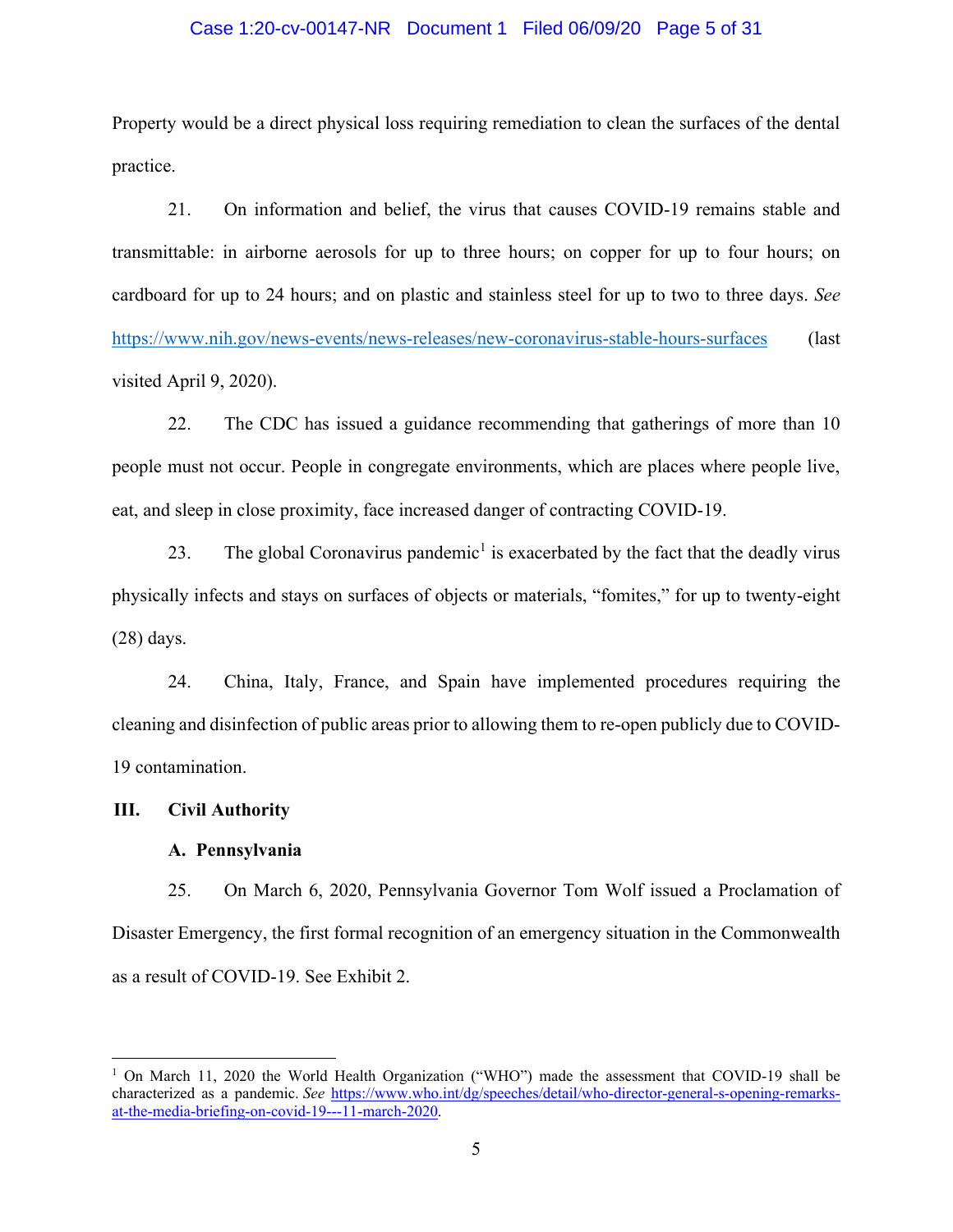Property would be a direct physical loss requiring remediation to clean the surfaces of the dental practice.

21. On information and belief, the virus that causes COVID-19 remains stable and transmittable: in airborne aerosols for up to three hours; on copper for up to four hours; on cardboard for up to 24 hours; and on plastic and stainless steel for up to two to three days. *See* https://www.nih.gov/news-events/news-releases/new-coronavirus-stable-hours-surfaces (last visited April 9, 2020).

22. The CDC has issued a guidance recommending that gatherings of more than 10 people must not occur. People in congregate environments, which are places where people live, eat, and sleep in close proximity, face increased danger of contracting COVID-19.

23. The global Coronavirus pandemic[1] is exacerbated by the fact that the deadly virus physically infects and stays on surfaces of objects or materials, "fomites," for up to twenty-eight (28) days.

24. China, Italy, France, and Spain have implemented procedures requiring the cleaning and disinfection of public areas prior to allowing them to re-open publicly due to COVID-19 contamination.

## III. Civil Authority

### A. Pennsylvania

25. On March 6, 2020, Pennsylvania Governor Tom Wolf issued a Proclamation of Disaster Emergency, the first formal recognition of an emergency situation in the Commonwealth as a result of COVID-19. See Exhibit 2.

---

[1] On March 11, 2020 the World Health Organization ("WHO") made the assessment that COVID-19 shall be characterized as a pandemic. *See* https://www.who.int/dg/speeches/detail/who-director-general-s-opening-remarks-at-the-media-briefing-on-covid-19---11-march-2020.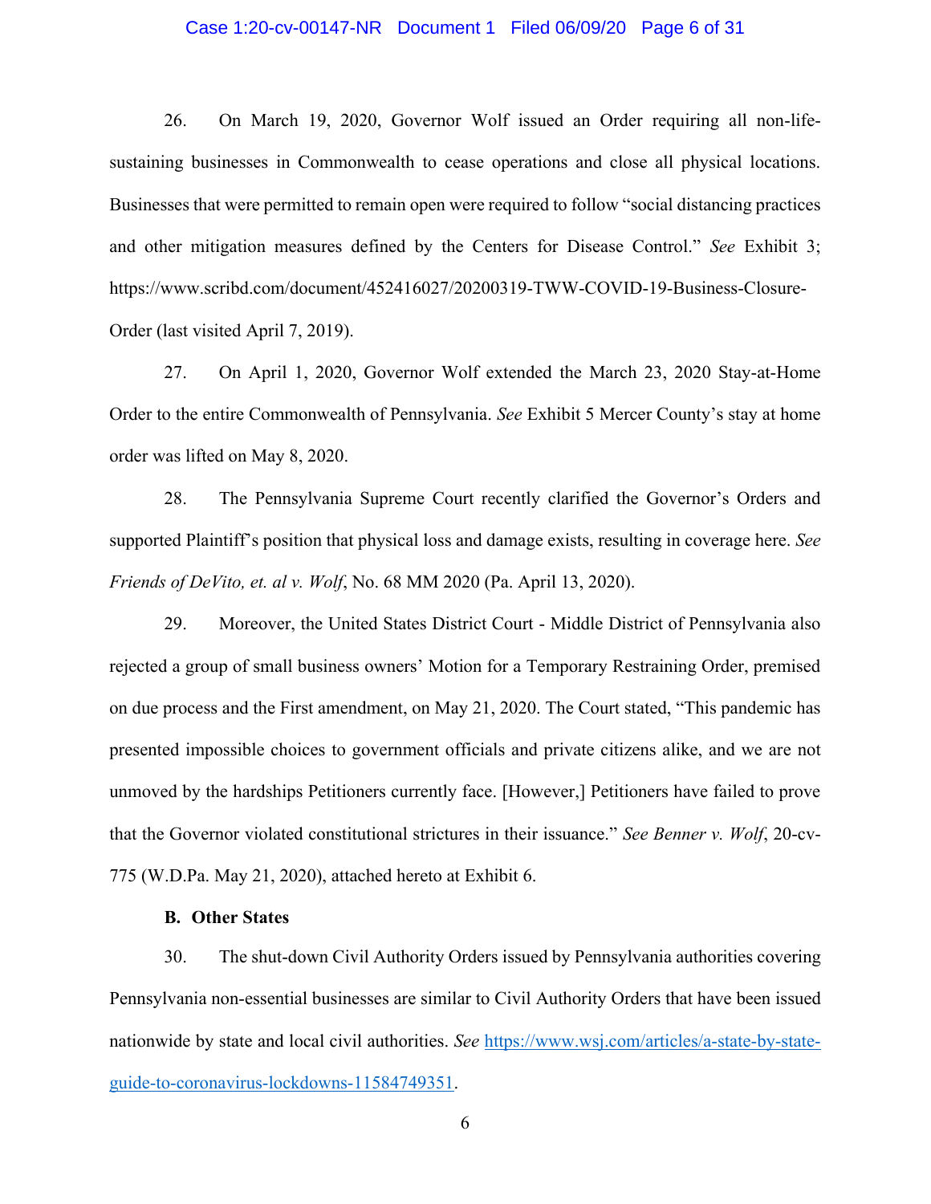26. On March 19, 2020, Governor Wolf issued an Order requiring all non-life-sustaining businesses in Commonwealth to cease operations and close all physical locations. Businesses that were permitted to remain open were required to follow "social distancing practices and other mitigation measures defined by the Centers for Disease Control." *See* Exhibit 3; https://www.scribd.com/document/452416027/20200319-TWW-COVID-19-Business-Closure-Order (last visited April 7, 2019).

27. On April 1, 2020, Governor Wolf extended the March 23, 2020 Stay-at-Home Order to the entire Commonwealth of Pennsylvania. *See* Exhibit 5 Mercer County's stay at home order was lifted on May 8, 2020.

28. The Pennsylvania Supreme Court recently clarified the Governor's Orders and supported Plaintiff's position that physical loss and damage exists, resulting in coverage here. *See Friends of DeVito, et. al v. Wolf*, No. 68 MM 2020 (Pa. April 13, 2020).

29. Moreover, the United States District Court - Middle District of Pennsylvania also rejected a group of small business owners' Motion for a Temporary Restraining Order, premised on due process and the First amendment, on May 21, 2020. The Court stated, "This pandemic has presented impossible choices to government officials and private citizens alike, and we are not unmoved by the hardships Petitioners currently face. [However,] Petitioners have failed to prove that the Governor violated constitutional strictures in their issuance." *See Benner v. Wolf*, 20-cv-775 (W.D.Pa. May 21, 2020), attached hereto at Exhibit 6.

**B. Other States**

30. The shut-down Civil Authority Orders issued by Pennsylvania authorities covering Pennsylvania non-essential businesses are similar to Civil Authority Orders that have been issued nationwide by state and local civil authorities. *See* https://www.wsj.com/articles/a-state-by-state-guide-to-coronavirus-lockdowns-11584749351.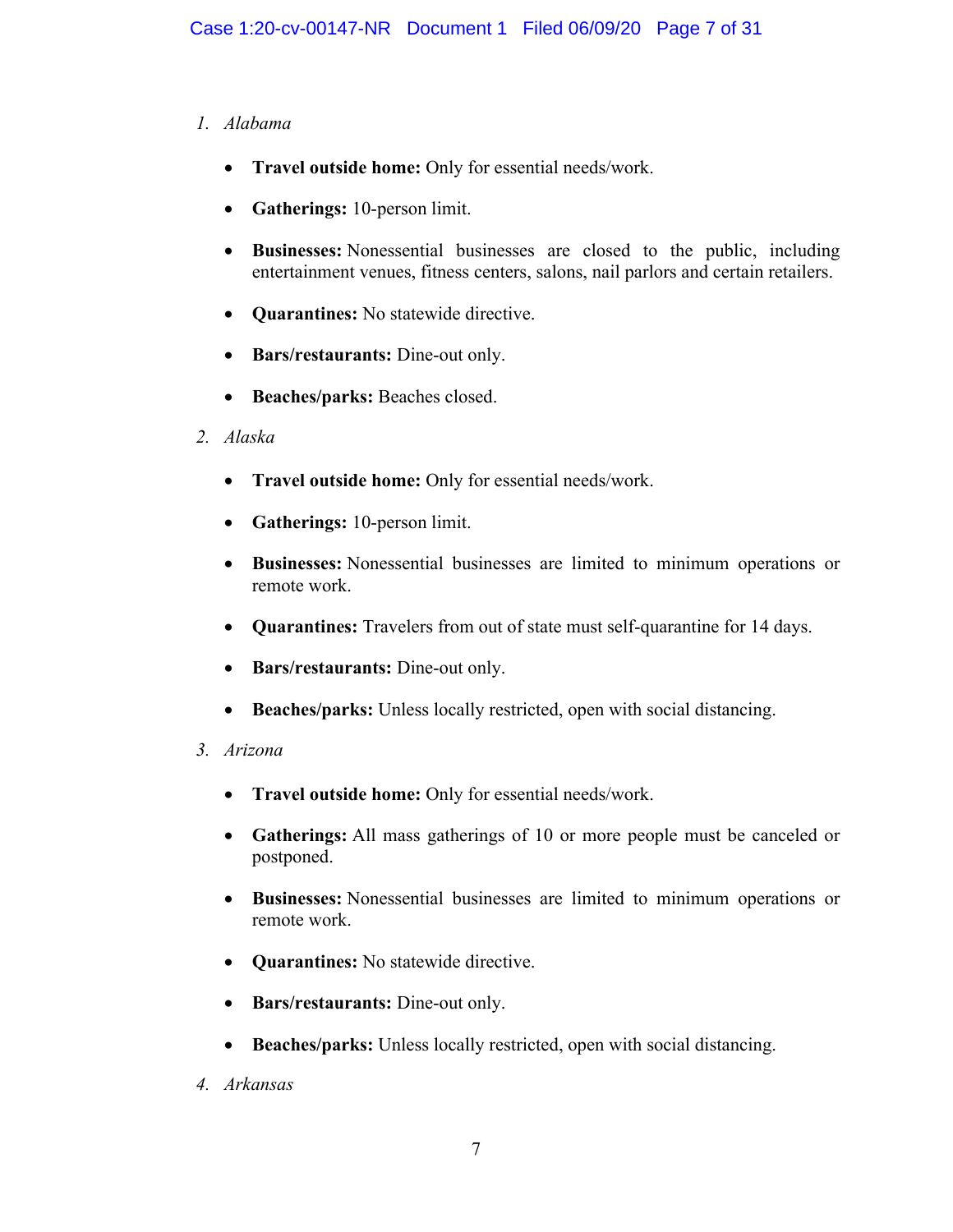1. *Alabama*

   - **Travel outside home:** Only for essential needs/work.
   - **Gatherings:** 10-person limit.
   - **Businesses:** Nonessential businesses are closed to the public, including entertainment venues, fitness centers, salons, nail parlors and certain retailers.
   - **Quarantines:** No statewide directive.
   - **Bars/restaurants:** Dine-out only.
   - **Beaches/parks:** Beaches closed.

2. *Alaska*

   - **Travel outside home:** Only for essential needs/work.
   - **Gatherings:** 10-person limit.
   - **Businesses:** Nonessential businesses are limited to minimum operations or remote work.
   - **Quarantines:** Travelers from out of state must self-quarantine for 14 days.
   - **Bars/restaurants:** Dine-out only.
   - **Beaches/parks:** Unless locally restricted, open with social distancing.

3. *Arizona*

   - **Travel outside home:** Only for essential needs/work.
   - **Gatherings:** All mass gatherings of 10 or more people must be canceled or postponed.
   - **Businesses:** Nonessential businesses are limited to minimum operations or remote work.
   - **Quarantines:** No statewide directive.
   - **Bars/restaurants:** Dine-out only.
   - **Beaches/parks:** Unless locally restricted, open with social distancing.

4. *Arkansas*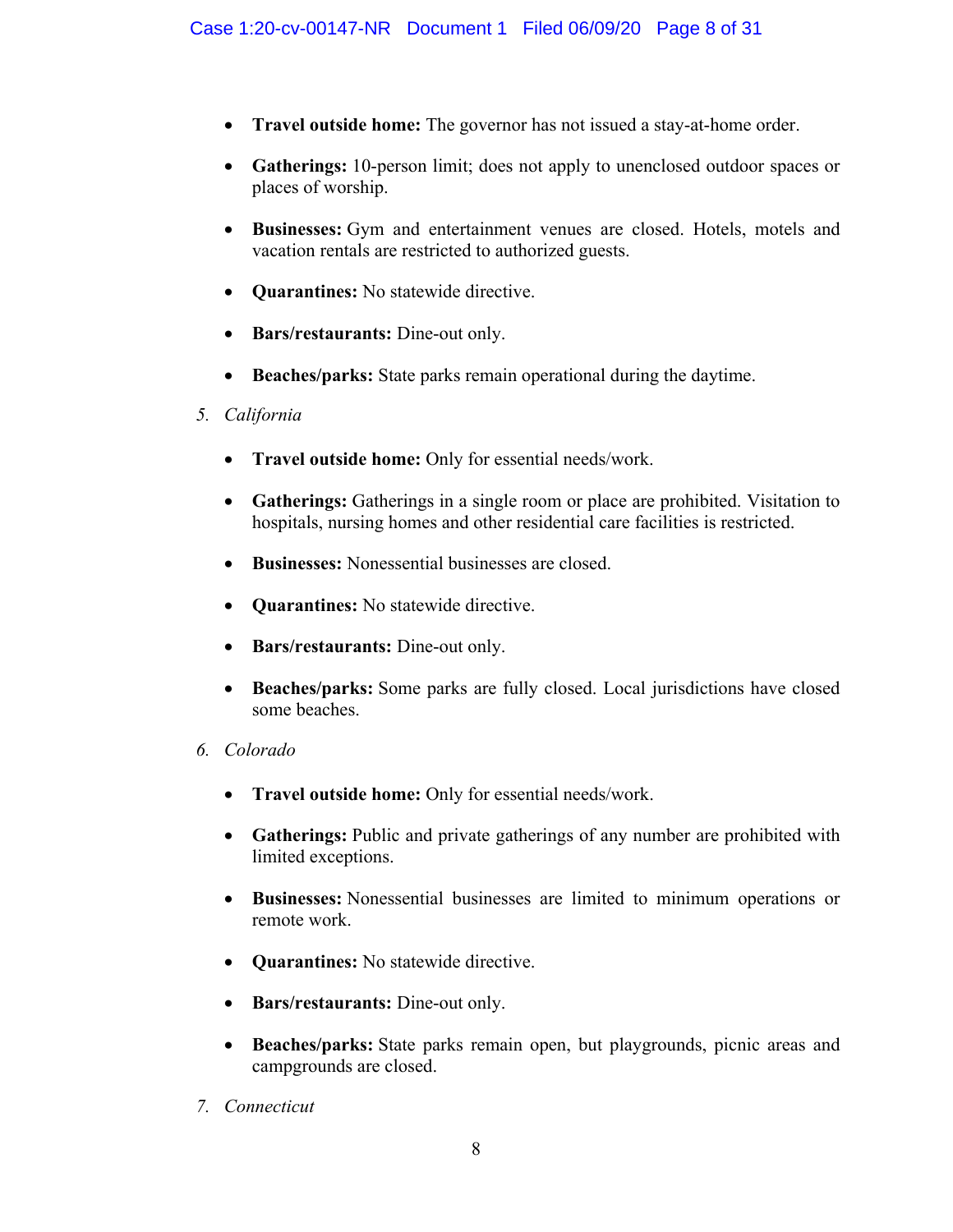- **Travel outside home:** The governor has not issued a stay-at-home order.

- **Gatherings:** 10-person limit; does not apply to unenclosed outdoor spaces or places of worship.

- **Businesses:** Gym and entertainment venues are closed. Hotels, motels and vacation rentals are restricted to authorized guests.

- **Quarantines:** No statewide directive.

- **Bars/restaurants:** Dine-out only.

- **Beaches/parks:** State parks remain operational during the daytime.

5. *California*

- **Travel outside home:** Only for essential needs/work.

- **Gatherings:** Gatherings in a single room or place are prohibited. Visitation to hospitals, nursing homes and other residential care facilities is restricted.

- **Businesses:** Nonessential businesses are closed.

- **Quarantines:** No statewide directive.

- **Bars/restaurants:** Dine-out only.

- **Beaches/parks:** Some parks are fully closed. Local jurisdictions have closed some beaches.

6. *Colorado*

- **Travel outside home:** Only for essential needs/work.

- **Gatherings:** Public and private gatherings of any number are prohibited with limited exceptions.

- **Businesses:** Nonessential businesses are limited to minimum operations or remote work.

- **Quarantines:** No statewide directive.

- **Bars/restaurants:** Dine-out only.

- **Beaches/parks:** State parks remain open, but playgrounds, picnic areas and campgrounds are closed.

7. *Connecticut*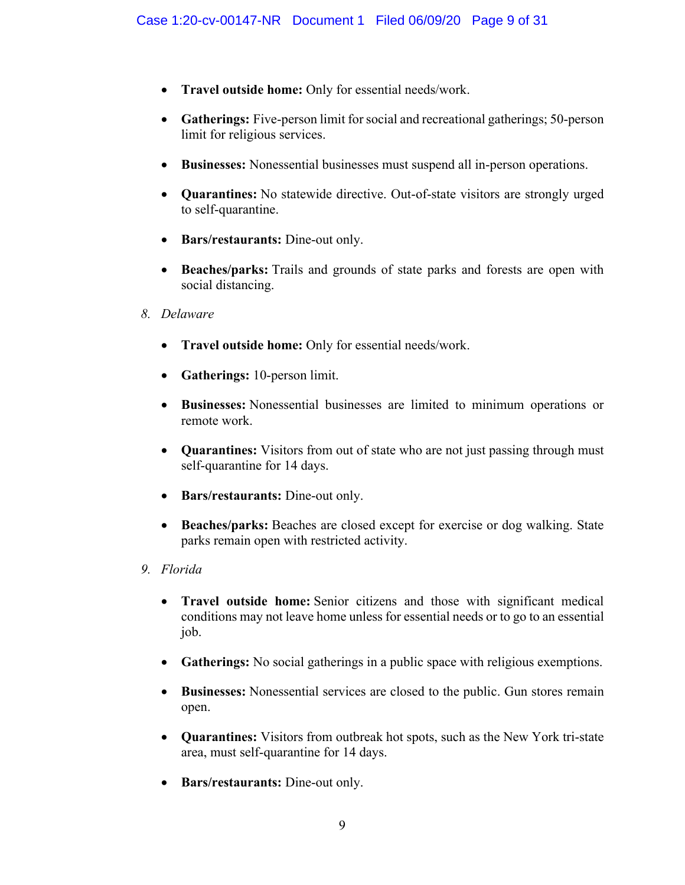- **Travel outside home:** Only for essential needs/work.

- **Gatherings:** Five-person limit for social and recreational gatherings; 50-person limit for religious services.

- **Businesses:** Nonessential businesses must suspend all in-person operations.

- **Quarantines:** No statewide directive. Out-of-state visitors are strongly urged to self-quarantine.

- **Bars/restaurants:** Dine-out only.

- **Beaches/parks:** Trails and grounds of state parks and forests are open with social distancing.

8. *Delaware*

- **Travel outside home:** Only for essential needs/work.

- **Gatherings:** 10-person limit.

- **Businesses:** Nonessential businesses are limited to minimum operations or remote work.

- **Quarantines:** Visitors from out of state who are not just passing through must self-quarantine for 14 days.

- **Bars/restaurants:** Dine-out only.

- **Beaches/parks:** Beaches are closed except for exercise or dog walking. State parks remain open with restricted activity.

9. *Florida*

- **Travel outside home:** Senior citizens and those with significant medical conditions may not leave home unless for essential needs or to go to an essential job.

- **Gatherings:** No social gatherings in a public space with religious exemptions.

- **Businesses:** Nonessential services are closed to the public. Gun stores remain open.

- **Quarantines:** Visitors from outbreak hot spots, such as the New York tri-state area, must self-quarantine for 14 days.

- **Bars/restaurants:** Dine-out only.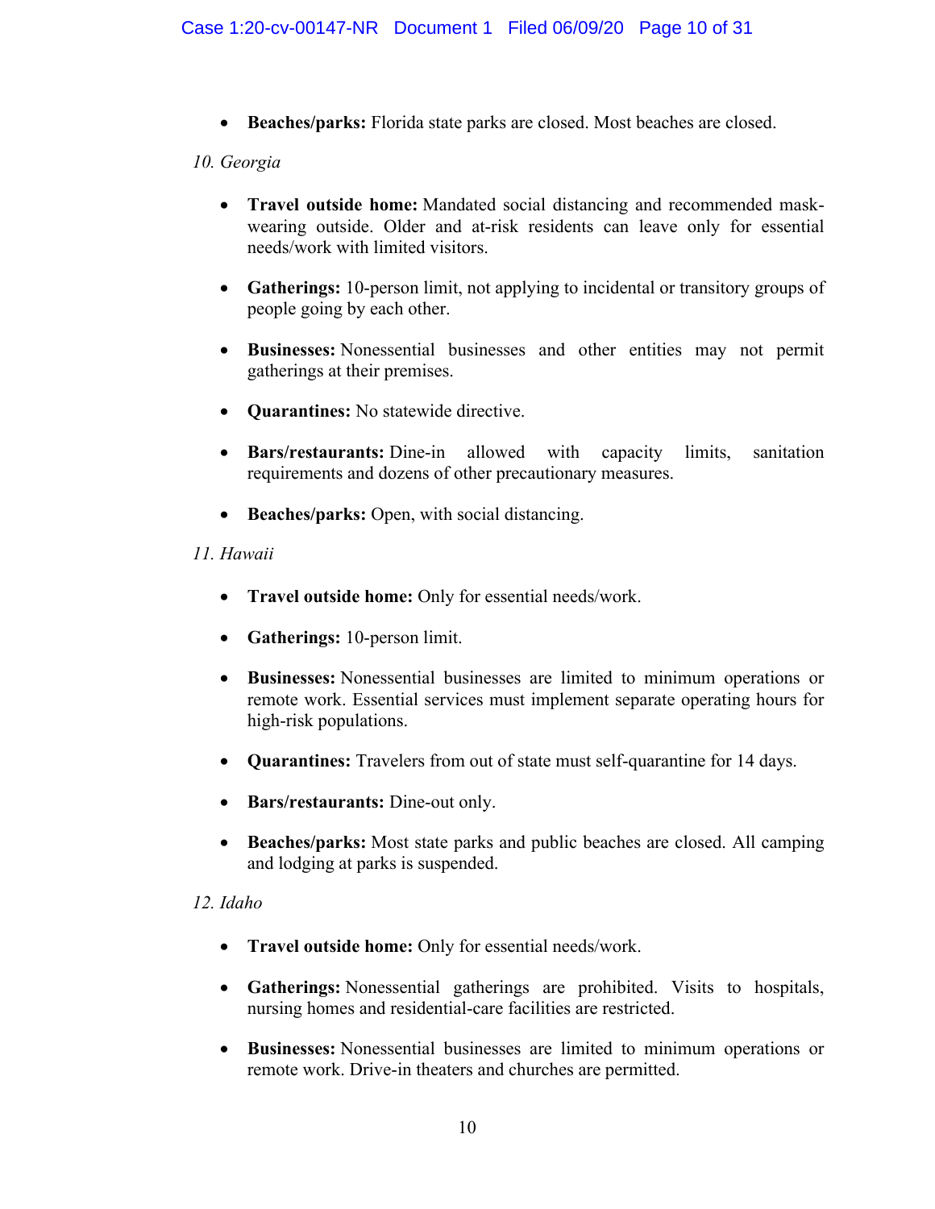- **Beaches/parks:** Florida state parks are closed. Most beaches are closed.

*10. Georgia*

- **Travel outside home:** Mandated social distancing and recommended mask-wearing outside. Older and at-risk residents can leave only for essential needs/work with limited visitors.

- **Gatherings:** 10-person limit, not applying to incidental or transitory groups of people going by each other.

- **Businesses:** Nonessential businesses and other entities may not permit gatherings at their premises.

- **Quarantines:** No statewide directive.

- **Bars/restaurants:** Dine-in allowed with capacity limits, sanitation requirements and dozens of other precautionary measures.

- **Beaches/parks:** Open, with social distancing.

*11. Hawaii*

- **Travel outside home:** Only for essential needs/work.

- **Gatherings:** 10-person limit.

- **Businesses:** Nonessential businesses are limited to minimum operations or remote work. Essential services must implement separate operating hours for high-risk populations.

- **Quarantines:** Travelers from out of state must self-quarantine for 14 days.

- **Bars/restaurants:** Dine-out only.

- **Beaches/parks:** Most state parks and public beaches are closed. All camping and lodging at parks is suspended.

*12. Idaho*

- **Travel outside home:** Only for essential needs/work.

- **Gatherings:** Nonessential gatherings are prohibited. Visits to hospitals, nursing homes and residential-care facilities are restricted.

- **Businesses:** Nonessential businesses are limited to minimum operations or remote work. Drive-in theaters and churches are permitted.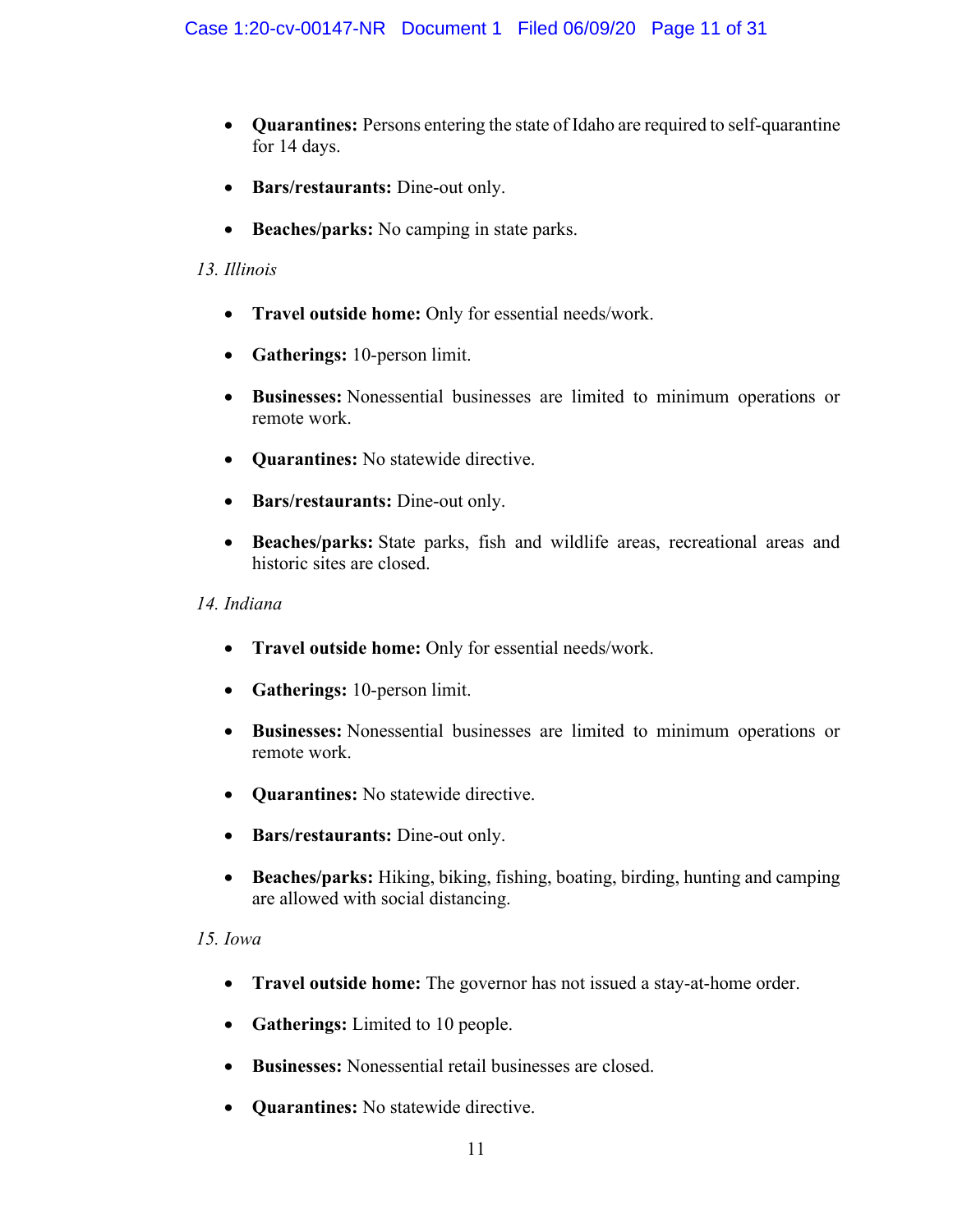- **Quarantines:** Persons entering the state of Idaho are required to self-quarantine for 14 days.

- **Bars/restaurants:** Dine-out only.

- **Beaches/parks:** No camping in state parks.

*13. Illinois*

- **Travel outside home:** Only for essential needs/work.

- **Gatherings:** 10-person limit.

- **Businesses:** Nonessential businesses are limited to minimum operations or remote work.

- **Quarantines:** No statewide directive.

- **Bars/restaurants:** Dine-out only.

- **Beaches/parks:** State parks, fish and wildlife areas, recreational areas and historic sites are closed.

*14. Indiana*

- **Travel outside home:** Only for essential needs/work.

- **Gatherings:** 10-person limit.

- **Businesses:** Nonessential businesses are limited to minimum operations or remote work.

- **Quarantines:** No statewide directive.

- **Bars/restaurants:** Dine-out only.

- **Beaches/parks:** Hiking, biking, fishing, boating, birding, hunting and camping are allowed with social distancing.

*15. Iowa*

- **Travel outside home:** The governor has not issued a stay-at-home order.

- **Gatherings:** Limited to 10 people.

- **Businesses:** Nonessential retail businesses are closed.

- **Quarantines:** No statewide directive.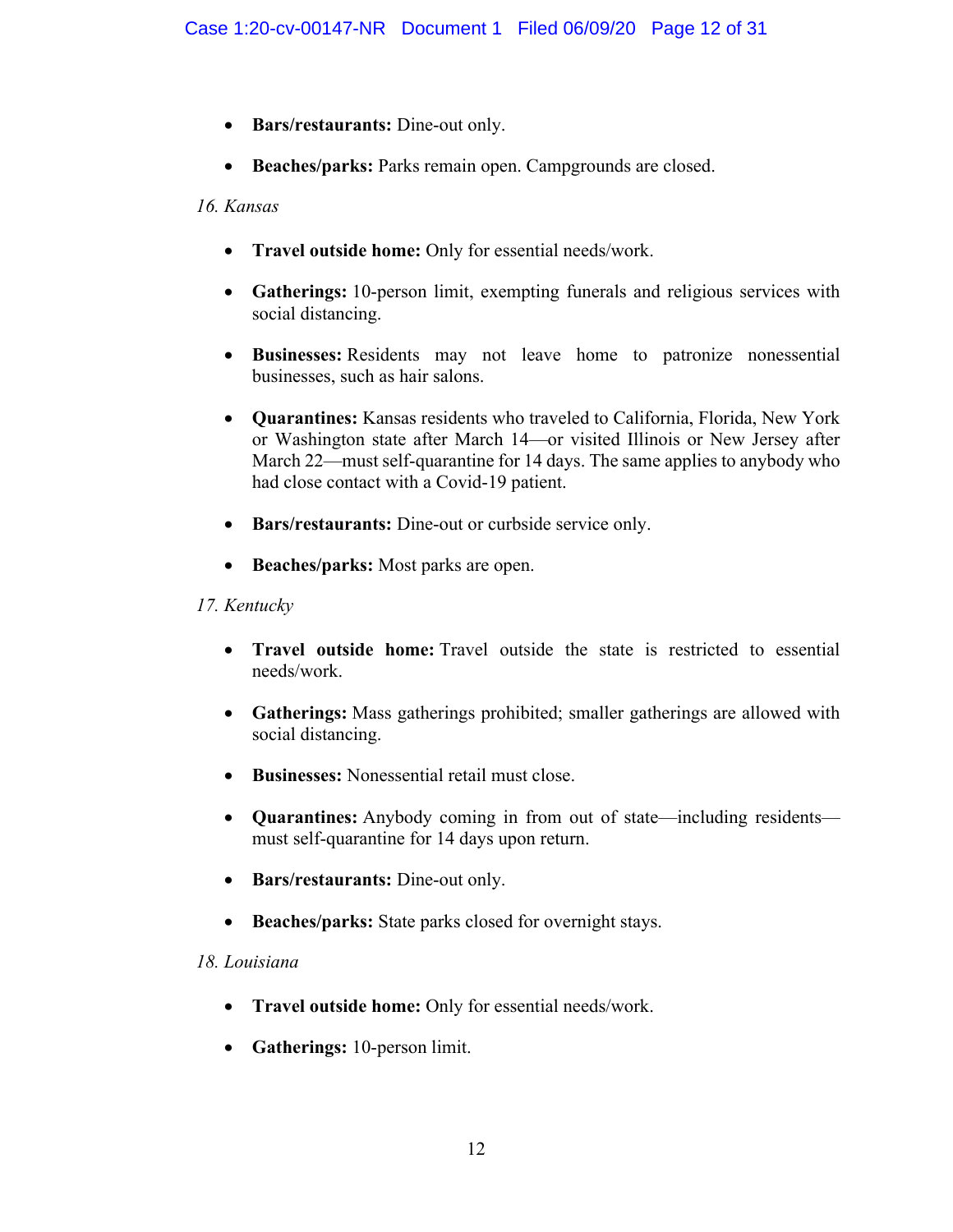- **Bars/restaurants:** Dine-out only.

- **Beaches/parks:** Parks remain open. Campgrounds are closed.

*16. Kansas*

- **Travel outside home:** Only for essential needs/work.

- **Gatherings:** 10-person limit, exempting funerals and religious services with social distancing.

- **Businesses:** Residents may not leave home to patronize nonessential businesses, such as hair salons.

- **Quarantines:** Kansas residents who traveled to California, Florida, New York or Washington state after March 14—or visited Illinois or New Jersey after March 22—must self-quarantine for 14 days. The same applies to anybody who had close contact with a Covid-19 patient.

- **Bars/restaurants:** Dine-out or curbside service only.

- **Beaches/parks:** Most parks are open.

*17. Kentucky*

- **Travel outside home:** Travel outside the state is restricted to essential needs/work.

- **Gatherings:** Mass gatherings prohibited; smaller gatherings are allowed with social distancing.

- **Businesses:** Nonessential retail must close.

- **Quarantines:** Anybody coming in from out of state—including residents—must self-quarantine for 14 days upon return.

- **Bars/restaurants:** Dine-out only.

- **Beaches/parks:** State parks closed for overnight stays.

*18. Louisiana*

- **Travel outside home:** Only for essential needs/work.

- **Gatherings:** 10-person limit.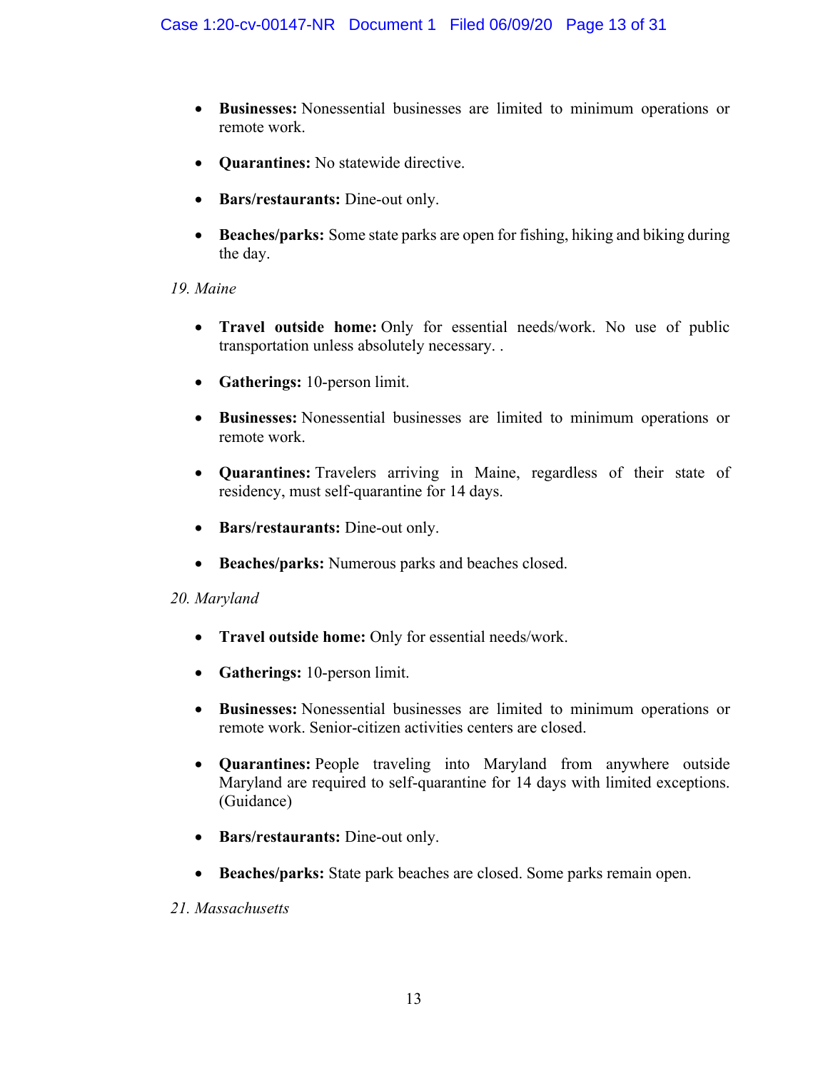- **Businesses:** Nonessential businesses are limited to minimum operations or remote work.
- **Quarantines:** No statewide directive.
- **Bars/restaurants:** Dine-out only.
- **Beaches/parks:** Some state parks are open for fishing, hiking and biking during the day.

*19. Maine*

- **Travel outside home:** Only for essential needs/work. No use of public transportation unless absolutely necessary. .
- **Gatherings:** 10-person limit.
- **Businesses:** Nonessential businesses are limited to minimum operations or remote work.
- **Quarantines:** Travelers arriving in Maine, regardless of their state of residency, must self-quarantine for 14 days.
- **Bars/restaurants:** Dine-out only.
- **Beaches/parks:** Numerous parks and beaches closed.

*20. Maryland*

- **Travel outside home:** Only for essential needs/work.
- **Gatherings:** 10-person limit.
- **Businesses:** Nonessential businesses are limited to minimum operations or remote work. Senior-citizen activities centers are closed.
- **Quarantines:** People traveling into Maryland from anywhere outside Maryland are required to self-quarantine for 14 days with limited exceptions. (Guidance)
- **Bars/restaurants:** Dine-out only.
- **Beaches/parks:** State park beaches are closed. Some parks remain open.

*21. Massachusetts*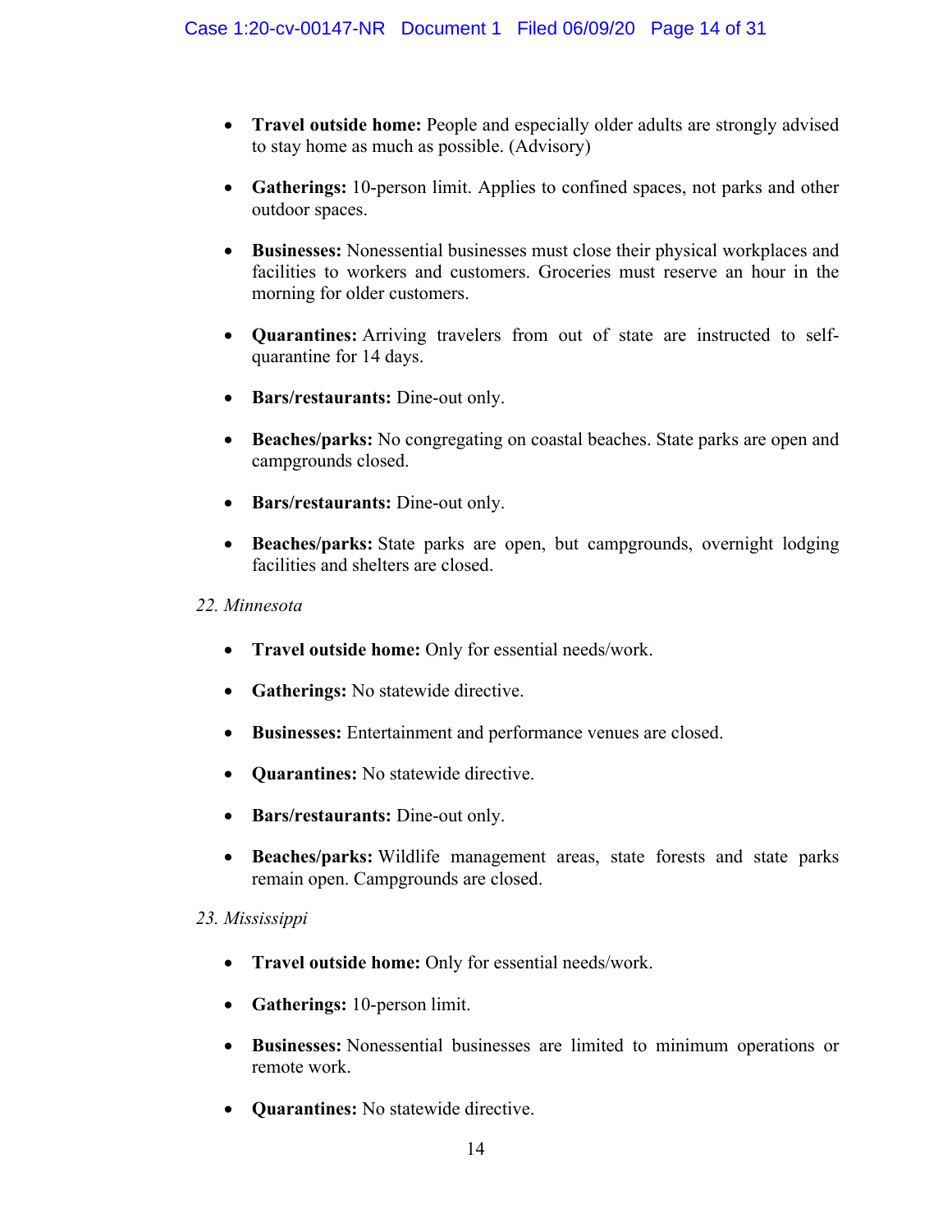- **Travel outside home:** People and especially older adults are strongly advised to stay home as much as possible. (Advisory)
- **Gatherings:** 10-person limit. Applies to confined spaces, not parks and other outdoor spaces.
- **Businesses:** Nonessential businesses must close their physical workplaces and facilities to workers and customers. Groceries must reserve an hour in the morning for older customers.
- **Quarantines:** Arriving travelers from out of state are instructed to self-quarantine for 14 days.
- **Bars/restaurants:** Dine-out only.
- **Beaches/parks:** No congregating on coastal beaches. State parks are open and campgrounds closed.
- **Bars/restaurants:** Dine-out only.
- **Beaches/parks:** State parks are open, but campgrounds, overnight lodging facilities and shelters are closed.

*22. Minnesota*

- **Travel outside home:** Only for essential needs/work.
- **Gatherings:** No statewide directive.
- **Businesses:** Entertainment and performance venues are closed.
- **Quarantines:** No statewide directive.
- **Bars/restaurants:** Dine-out only.
- **Beaches/parks:** Wildlife management areas, state forests and state parks remain open. Campgrounds are closed.

*23. Mississippi*

- **Travel outside home:** Only for essential needs/work.
- **Gatherings:** 10-person limit.
- **Businesses:** Nonessential businesses are limited to minimum operations or remote work.
- **Quarantines:** No statewide directive.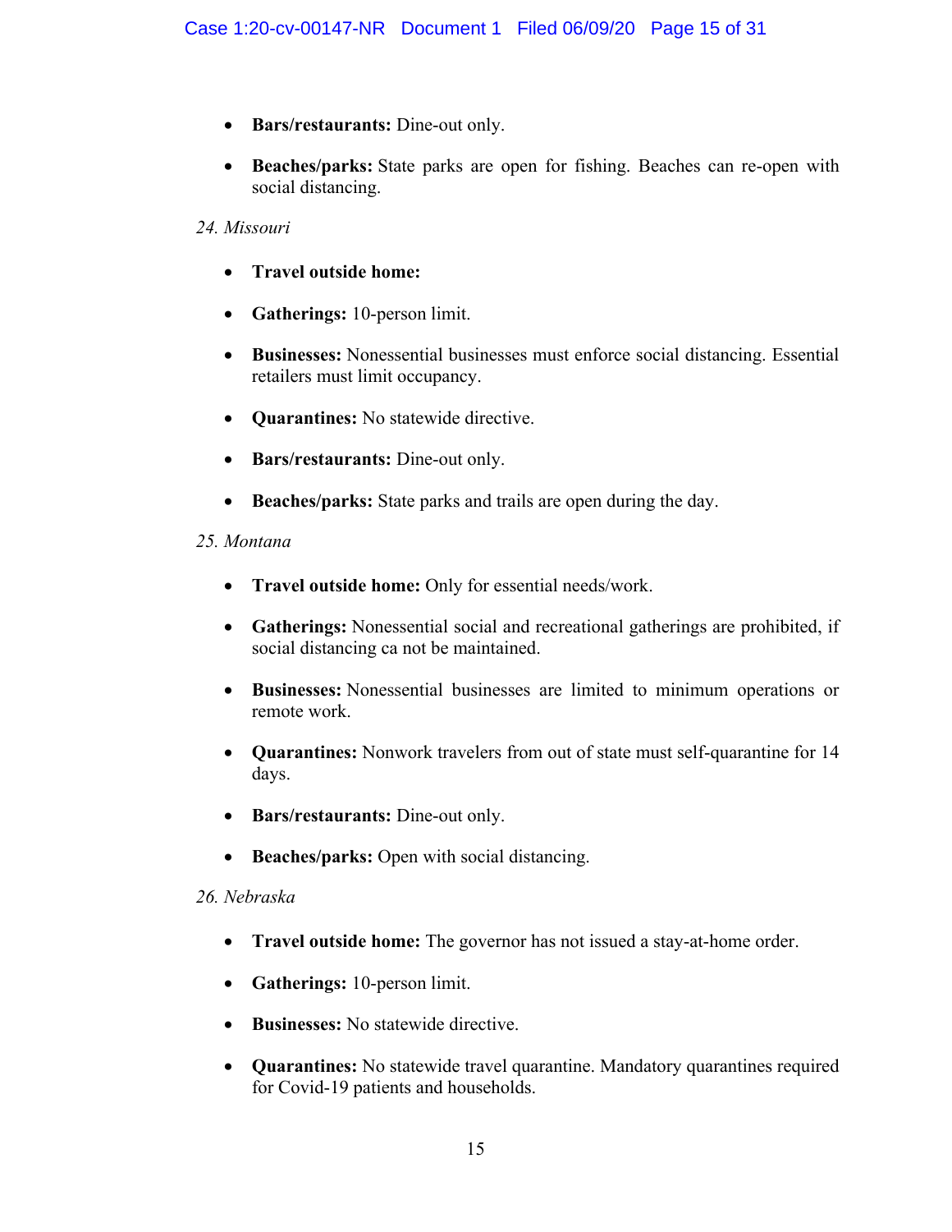- **Bars/restaurants:** Dine-out only.
- **Beaches/parks:** State parks are open for fishing. Beaches can re-open with social distancing.

*24. Missouri*

- **Travel outside home:**
- **Gatherings:** 10-person limit.
- **Businesses:** Nonessential businesses must enforce social distancing. Essential retailers must limit occupancy.
- **Quarantines:** No statewide directive.
- **Bars/restaurants:** Dine-out only.
- **Beaches/parks:** State parks and trails are open during the day.

*25. Montana*

- **Travel outside home:** Only for essential needs/work.
- **Gatherings:** Nonessential social and recreational gatherings are prohibited, if social distancing ca not be maintained.
- **Businesses:** Nonessential businesses are limited to minimum operations or remote work.
- **Quarantines:** Nonwork travelers from out of state must self-quarantine for 14 days.
- **Bars/restaurants:** Dine-out only.
- **Beaches/parks:** Open with social distancing.

*26. Nebraska*

- **Travel outside home:** The governor has not issued a stay-at-home order.
- **Gatherings:** 10-person limit.
- **Businesses:** No statewide directive.
- **Quarantines:** No statewide travel quarantine. Mandatory quarantines required for Covid-19 patients and households.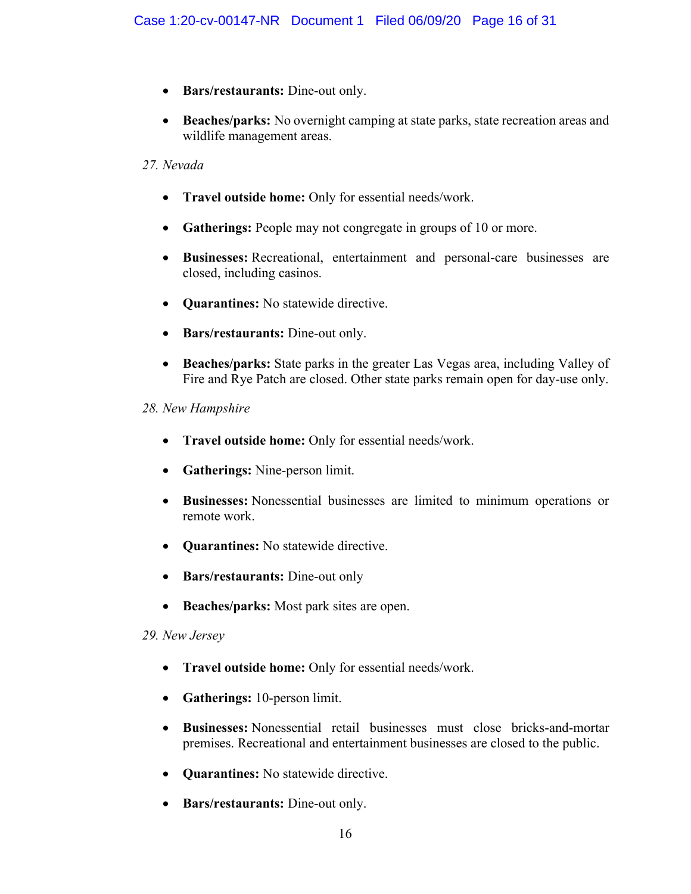- **Bars/restaurants:** Dine-out only.
- **Beaches/parks:** No overnight camping at state parks, state recreation areas and wildlife management areas.

*27. Nevada*

- **Travel outside home:** Only for essential needs/work.
- **Gatherings:** People may not congregate in groups of 10 or more.
- **Businesses:** Recreational, entertainment and personal-care businesses are closed, including casinos.
- **Quarantines:** No statewide directive.
- **Bars/restaurants:** Dine-out only.
- **Beaches/parks:** State parks in the greater Las Vegas area, including Valley of Fire and Rye Patch are closed. Other state parks remain open for day-use only.

*28. New Hampshire*

- **Travel outside home:** Only for essential needs/work.
- **Gatherings:** Nine-person limit.
- **Businesses:** Nonessential businesses are limited to minimum operations or remote work.
- **Quarantines:** No statewide directive.
- **Bars/restaurants:** Dine-out only
- **Beaches/parks:** Most park sites are open.

*29. New Jersey*

- **Travel outside home:** Only for essential needs/work.
- **Gatherings:** 10-person limit.
- **Businesses:** Nonessential retail businesses must close bricks-and-mortar premises. Recreational and entertainment businesses are closed to the public.
- **Quarantines:** No statewide directive.
- **Bars/restaurants:** Dine-out only.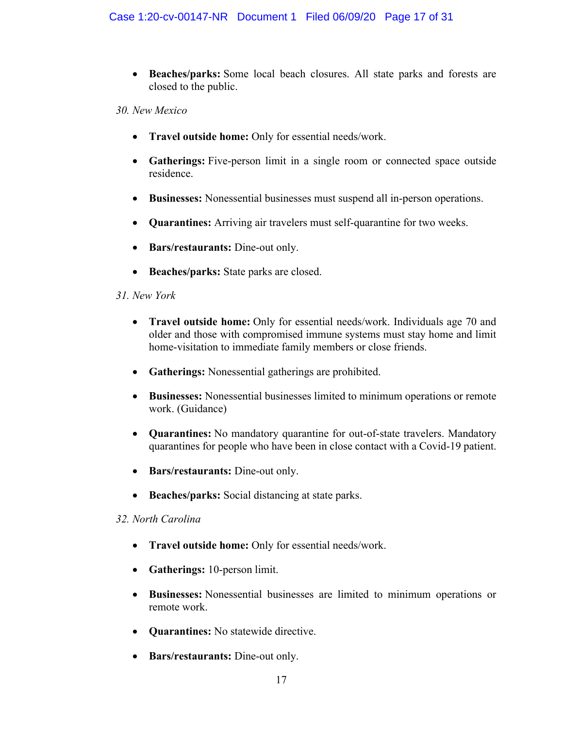- **Beaches/parks:** Some local beach closures. All state parks and forests are closed to the public.

*30. New Mexico*

- **Travel outside home:** Only for essential needs/work.

- **Gatherings:** Five-person limit in a single room or connected space outside residence.

- **Businesses:** Nonessential businesses must suspend all in-person operations.

- **Quarantines:** Arriving air travelers must self-quarantine for two weeks.

- **Bars/restaurants:** Dine-out only.

- **Beaches/parks:** State parks are closed.

*31. New York*

- **Travel outside home:** Only for essential needs/work. Individuals age 70 and older and those with compromised immune systems must stay home and limit home-visitation to immediate family members or close friends.

- **Gatherings:** Nonessential gatherings are prohibited.

- **Businesses:** Nonessential businesses limited to minimum operations or remote work. (Guidance)

- **Quarantines:** No mandatory quarantine for out-of-state travelers. Mandatory quarantines for people who have been in close contact with a Covid-19 patient.

- **Bars/restaurants:** Dine-out only.

- **Beaches/parks:** Social distancing at state parks.

*32. North Carolina*

- **Travel outside home:** Only for essential needs/work.

- **Gatherings:** 10-person limit.

- **Businesses:** Nonessential businesses are limited to minimum operations or remote work.

- **Quarantines:** No statewide directive.

- **Bars/restaurants:** Dine-out only.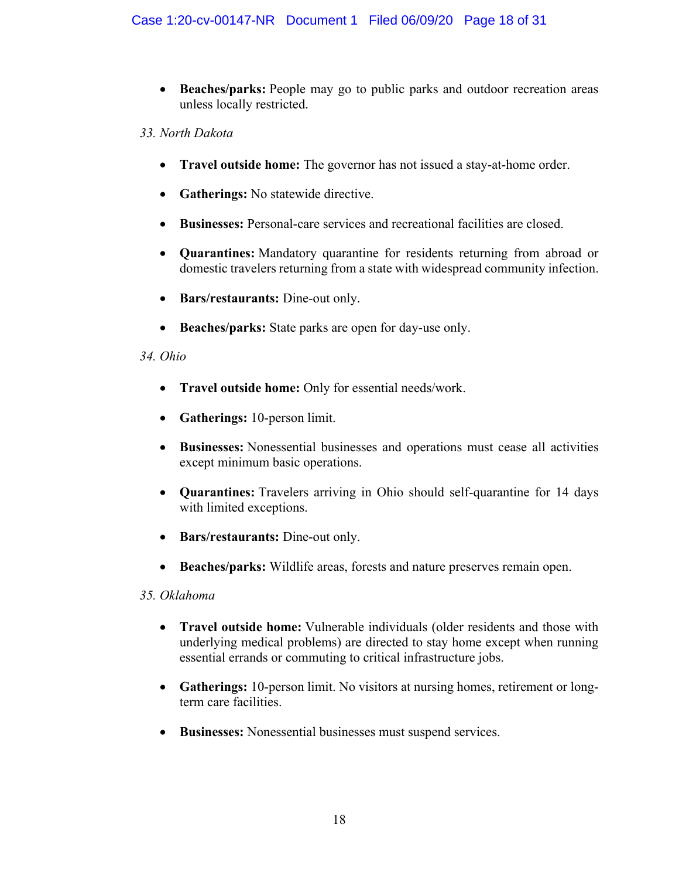- **Beaches/parks:** People may go to public parks and outdoor recreation areas unless locally restricted.

*33. North Dakota*

- **Travel outside home:** The governor has not issued a stay-at-home order.
- **Gatherings:** No statewide directive.
- **Businesses:** Personal-care services and recreational facilities are closed.
- **Quarantines:** Mandatory quarantine for residents returning from abroad or domestic travelers returning from a state with widespread community infection.
- **Bars/restaurants:** Dine-out only.
- **Beaches/parks:** State parks are open for day-use only.

*34. Ohio*

- **Travel outside home:** Only for essential needs/work.
- **Gatherings:** 10-person limit.
- **Businesses:** Nonessential businesses and operations must cease all activities except minimum basic operations.
- **Quarantines:** Travelers arriving in Ohio should self-quarantine for 14 days with limited exceptions.
- **Bars/restaurants:** Dine-out only.
- **Beaches/parks:** Wildlife areas, forests and nature preserves remain open.

*35. Oklahoma*

- **Travel outside home:** Vulnerable individuals (older residents and those with underlying medical problems) are directed to stay home except when running essential errands or commuting to critical infrastructure jobs.
- **Gatherings:** 10-person limit. No visitors at nursing homes, retirement or long-term care facilities.
- **Businesses:** Nonessential businesses must suspend services.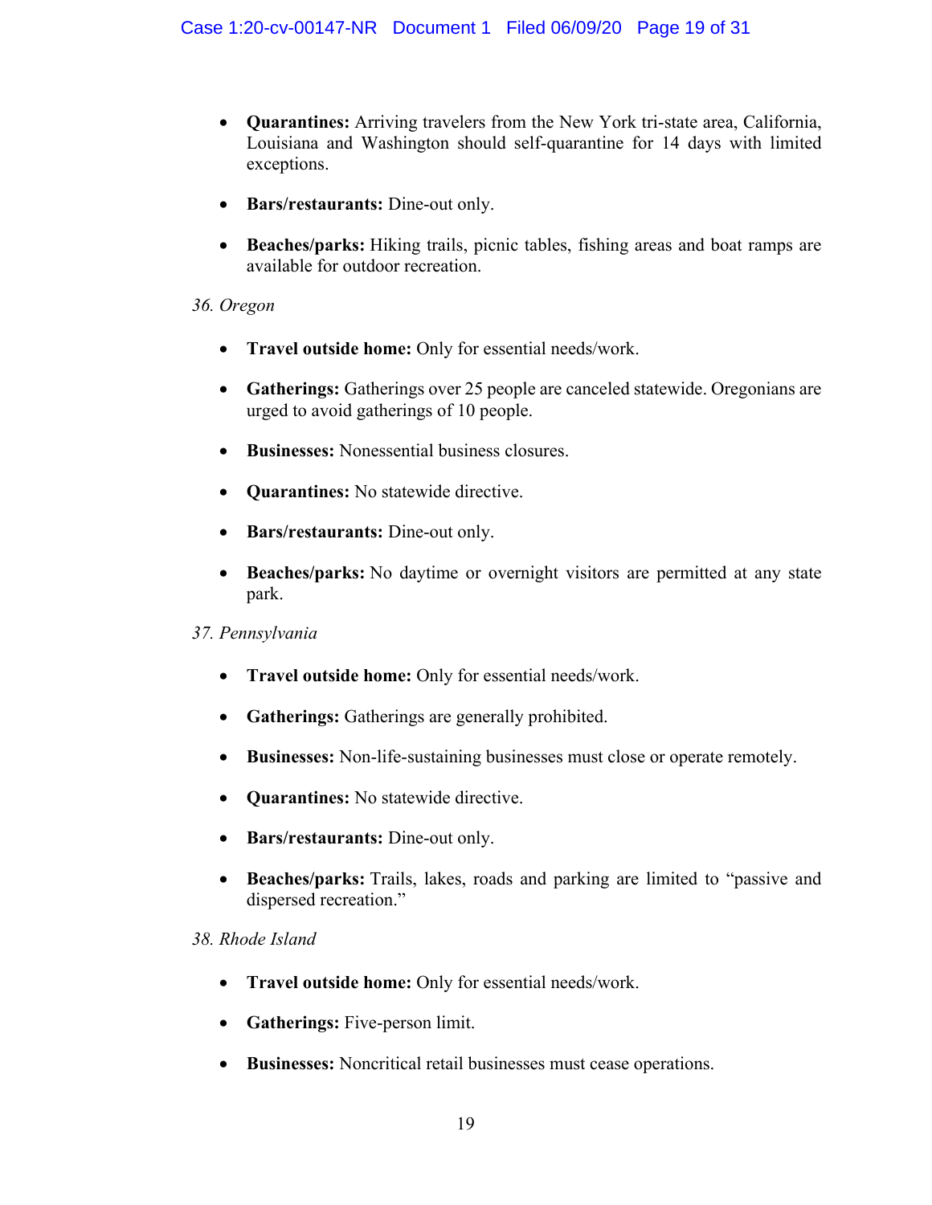- **Quarantines:** Arriving travelers from the New York tri-state area, California, Louisiana and Washington should self-quarantine for 14 days with limited exceptions.

- **Bars/restaurants:** Dine-out only.

- **Beaches/parks:** Hiking trails, picnic tables, fishing areas and boat ramps are available for outdoor recreation.

*36. Oregon*

- **Travel outside home:** Only for essential needs/work.

- **Gatherings:** Gatherings over 25 people are canceled statewide. Oregonians are urged to avoid gatherings of 10 people.

- **Businesses:** Nonessential business closures.

- **Quarantines:** No statewide directive.

- **Bars/restaurants:** Dine-out only.

- **Beaches/parks:** No daytime or overnight visitors are permitted at any state park.

*37. Pennsylvania*

- **Travel outside home:** Only for essential needs/work.

- **Gatherings:** Gatherings are generally prohibited.

- **Businesses:** Non-life-sustaining businesses must close or operate remotely.

- **Quarantines:** No statewide directive.

- **Bars/restaurants:** Dine-out only.

- **Beaches/parks:** Trails, lakes, roads and parking are limited to "passive and dispersed recreation."

*38. Rhode Island*

- **Travel outside home:** Only for essential needs/work.

- **Gatherings:** Five-person limit.

- **Businesses:** Noncritical retail businesses must cease operations.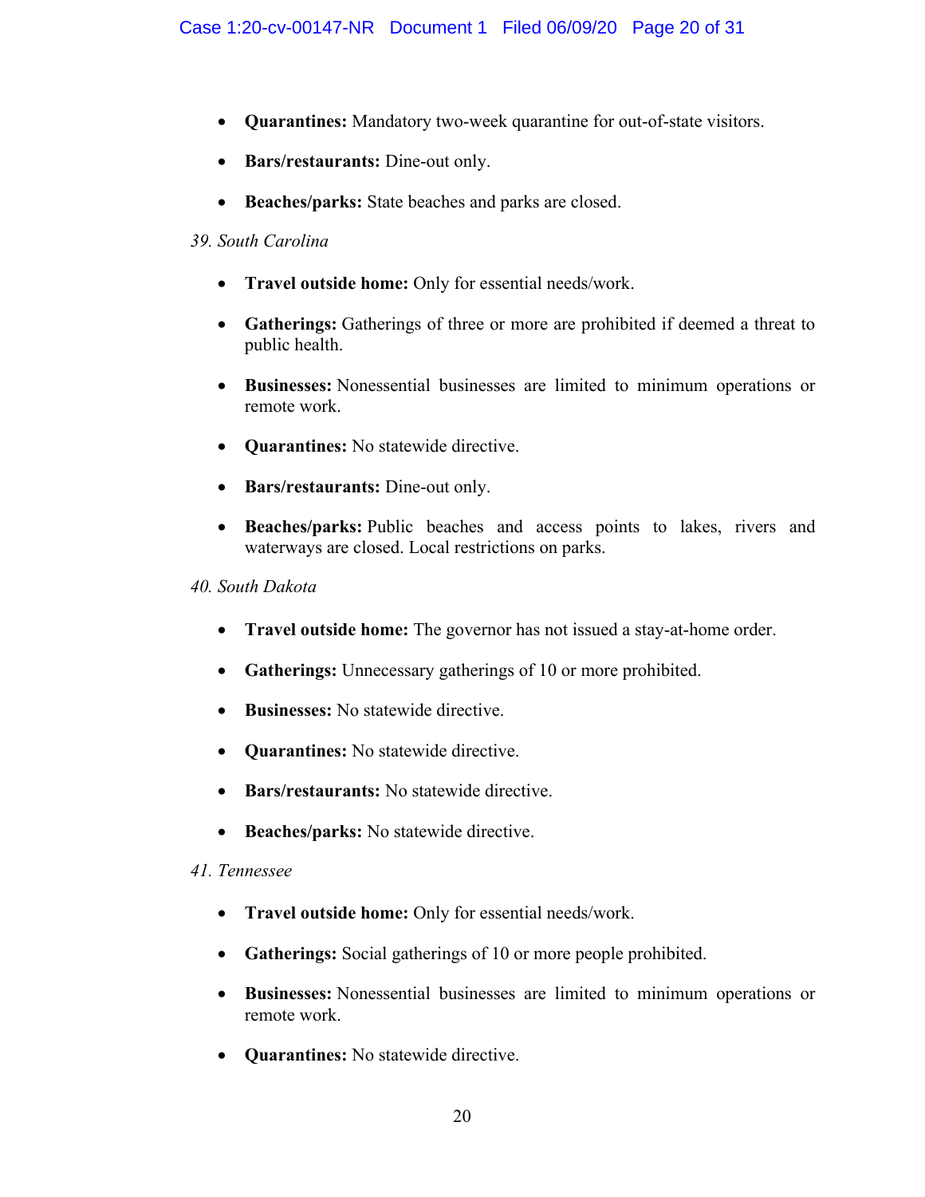- **Quarantines:** Mandatory two-week quarantine for out-of-state visitors.
- **Bars/restaurants:** Dine-out only.
- **Beaches/parks:** State beaches and parks are closed.

*39. South Carolina*

- **Travel outside home:** Only for essential needs/work.
- **Gatherings:** Gatherings of three or more are prohibited if deemed a threat to public health.
- **Businesses:** Nonessential businesses are limited to minimum operations or remote work.
- **Quarantines:** No statewide directive.
- **Bars/restaurants:** Dine-out only.
- **Beaches/parks:** Public beaches and access points to lakes, rivers and waterways are closed. Local restrictions on parks.

*40. South Dakota*

- **Travel outside home:** The governor has not issued a stay-at-home order.
- **Gatherings:** Unnecessary gatherings of 10 or more prohibited.
- **Businesses:** No statewide directive.
- **Quarantines:** No statewide directive.
- **Bars/restaurants:** No statewide directive.
- **Beaches/parks:** No statewide directive.

*41. Tennessee*

- **Travel outside home:** Only for essential needs/work.
- **Gatherings:** Social gatherings of 10 or more people prohibited.
- **Businesses:** Nonessential businesses are limited to minimum operations or remote work.
- **Quarantines:** No statewide directive.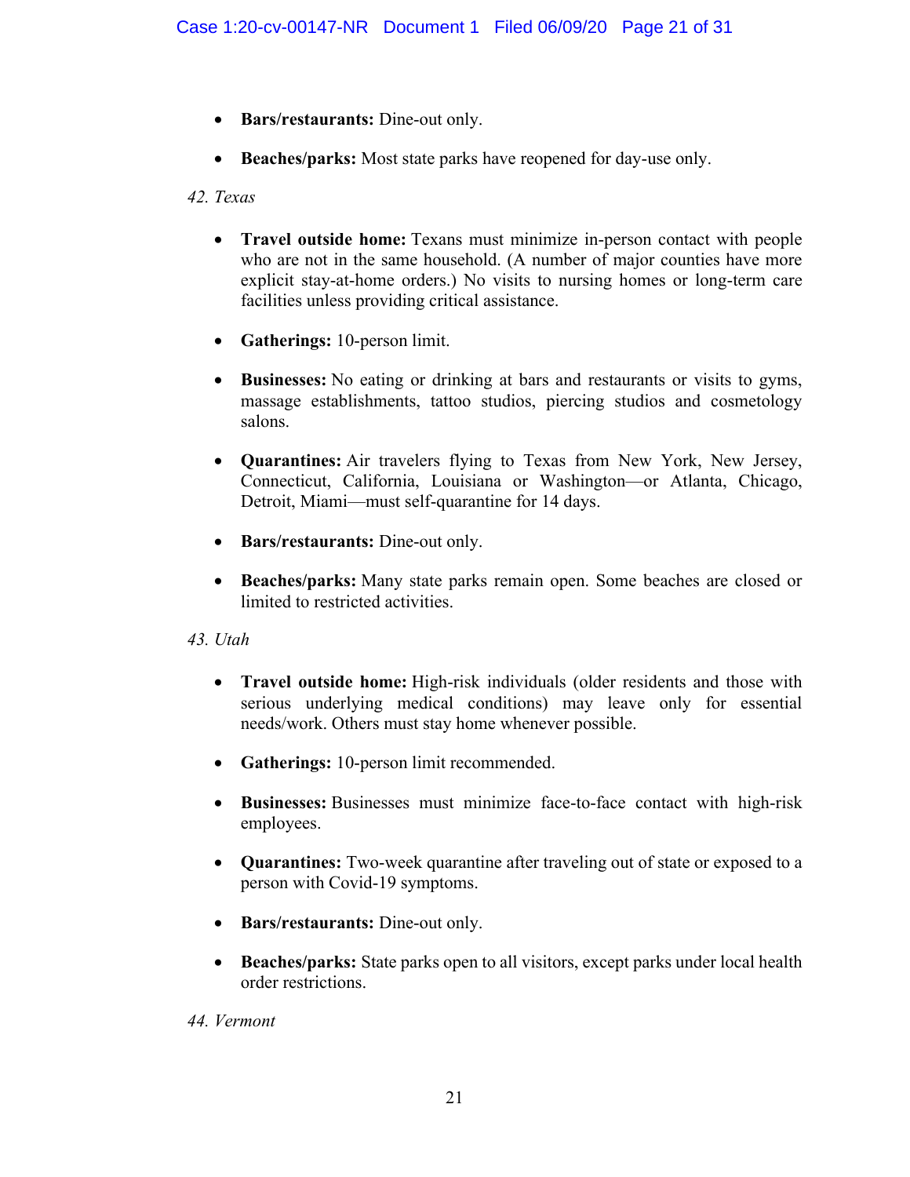- **Bars/restaurants:** Dine-out only.

- **Beaches/parks:** Most state parks have reopened for day-use only.

*42. Texas*

- **Travel outside home:** Texans must minimize in-person contact with people who are not in the same household. (A number of major counties have more explicit stay-at-home orders.) No visits to nursing homes or long-term care facilities unless providing critical assistance.

- **Gatherings:** 10-person limit.

- **Businesses:** No eating or drinking at bars and restaurants or visits to gyms, massage establishments, tattoo studios, piercing studios and cosmetology salons.

- **Quarantines:** Air travelers flying to Texas from New York, New Jersey, Connecticut, California, Louisiana or Washington—or Atlanta, Chicago, Detroit, Miami—must self-quarantine for 14 days.

- **Bars/restaurants:** Dine-out only.

- **Beaches/parks:** Many state parks remain open. Some beaches are closed or limited to restricted activities.

*43. Utah*

- **Travel outside home:** High-risk individuals (older residents and those with serious underlying medical conditions) may leave only for essential needs/work. Others must stay home whenever possible.

- **Gatherings:** 10-person limit recommended.

- **Businesses:** Businesses must minimize face-to-face contact with high-risk employees.

- **Quarantines:** Two-week quarantine after traveling out of state or exposed to a person with Covid-19 symptoms.

- **Bars/restaurants:** Dine-out only.

- **Beaches/parks:** State parks open to all visitors, except parks under local health order restrictions.

*44. Vermont*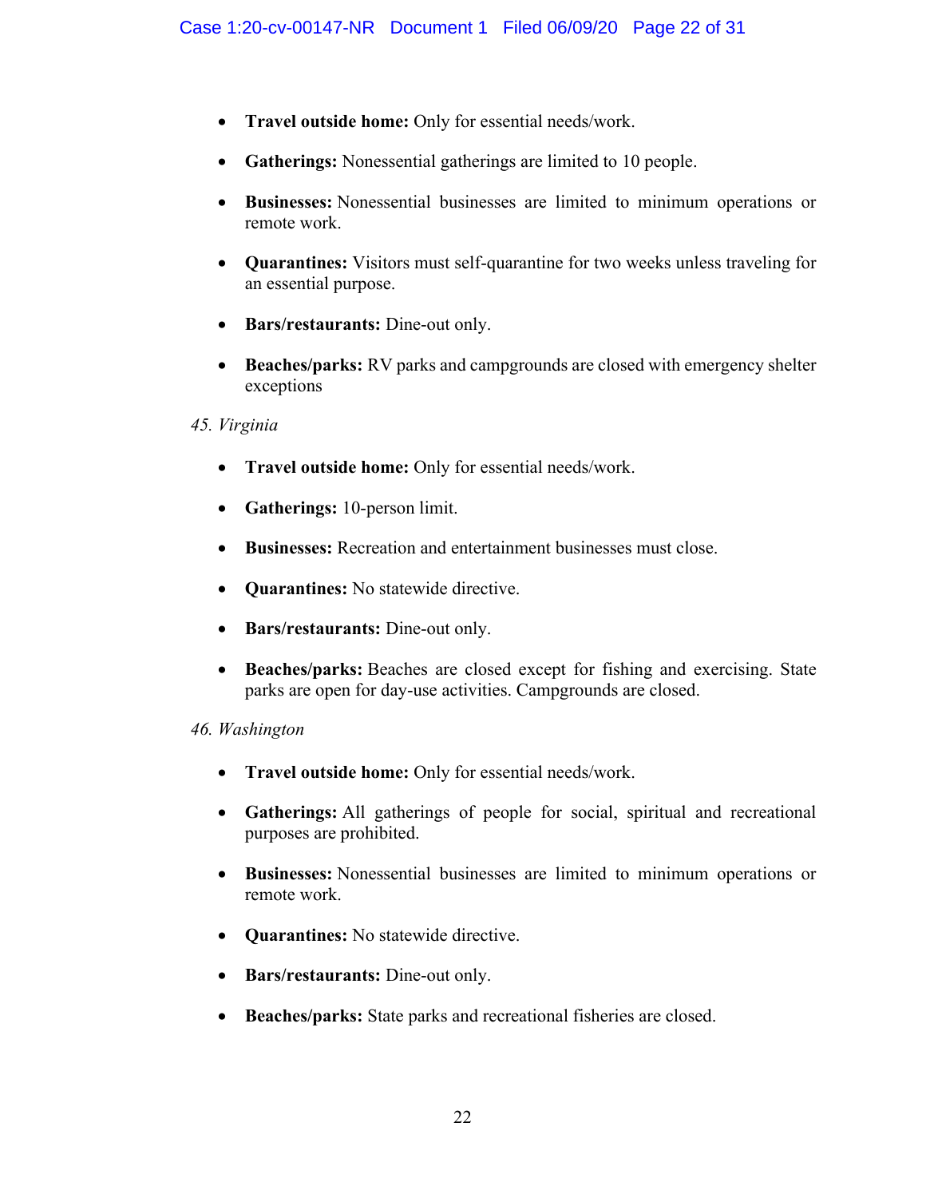- **Travel outside home:** Only for essential needs/work.
- **Gatherings:** Nonessential gatherings are limited to 10 people.
- **Businesses:** Nonessential businesses are limited to minimum operations or remote work.
- **Quarantines:** Visitors must self-quarantine for two weeks unless traveling for an essential purpose.
- **Bars/restaurants:** Dine-out only.
- **Beaches/parks:** RV parks and campgrounds are closed with emergency shelter exceptions

*45. Virginia*

- **Travel outside home:** Only for essential needs/work.
- **Gatherings:** 10-person limit.
- **Businesses:** Recreation and entertainment businesses must close.
- **Quarantines:** No statewide directive.
- **Bars/restaurants:** Dine-out only.
- **Beaches/parks:** Beaches are closed except for fishing and exercising. State parks are open for day-use activities. Campgrounds are closed.

*46. Washington*

- **Travel outside home:** Only for essential needs/work.
- **Gatherings:** All gatherings of people for social, spiritual and recreational purposes are prohibited.
- **Businesses:** Nonessential businesses are limited to minimum operations or remote work.
- **Quarantines:** No statewide directive.
- **Bars/restaurants:** Dine-out only.
- **Beaches/parks:** State parks and recreational fisheries are closed.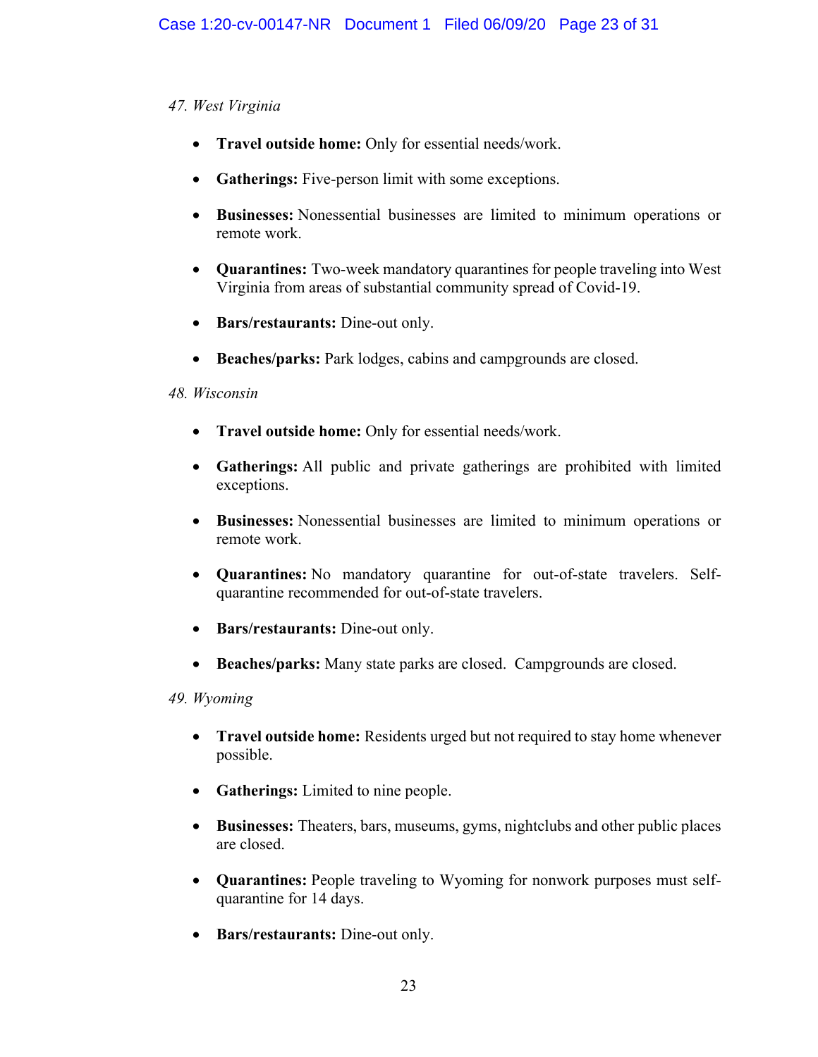*47. West Virginia*

- **Travel outside home:** Only for essential needs/work.
- **Gatherings:** Five-person limit with some exceptions.
- **Businesses:** Nonessential businesses are limited to minimum operations or remote work.
- **Quarantines:** Two-week mandatory quarantines for people traveling into West Virginia from areas of substantial community spread of Covid-19.
- **Bars/restaurants:** Dine-out only.
- **Beaches/parks:** Park lodges, cabins and campgrounds are closed.

*48. Wisconsin*

- **Travel outside home:** Only for essential needs/work.
- **Gatherings:** All public and private gatherings are prohibited with limited exceptions.
- **Businesses:** Nonessential businesses are limited to minimum operations or remote work.
- **Quarantines:** No mandatory quarantine for out-of-state travelers. Self-quarantine recommended for out-of-state travelers.
- **Bars/restaurants:** Dine-out only.
- **Beaches/parks:** Many state parks are closed. Campgrounds are closed.

*49. Wyoming*

- **Travel outside home:** Residents urged but not required to stay home whenever possible.
- **Gatherings:** Limited to nine people.
- **Businesses:** Theaters, bars, museums, gyms, nightclubs and other public places are closed.
- **Quarantines:** People traveling to Wyoming for nonwork purposes must self-quarantine for 14 days.
- **Bars/restaurants:** Dine-out only.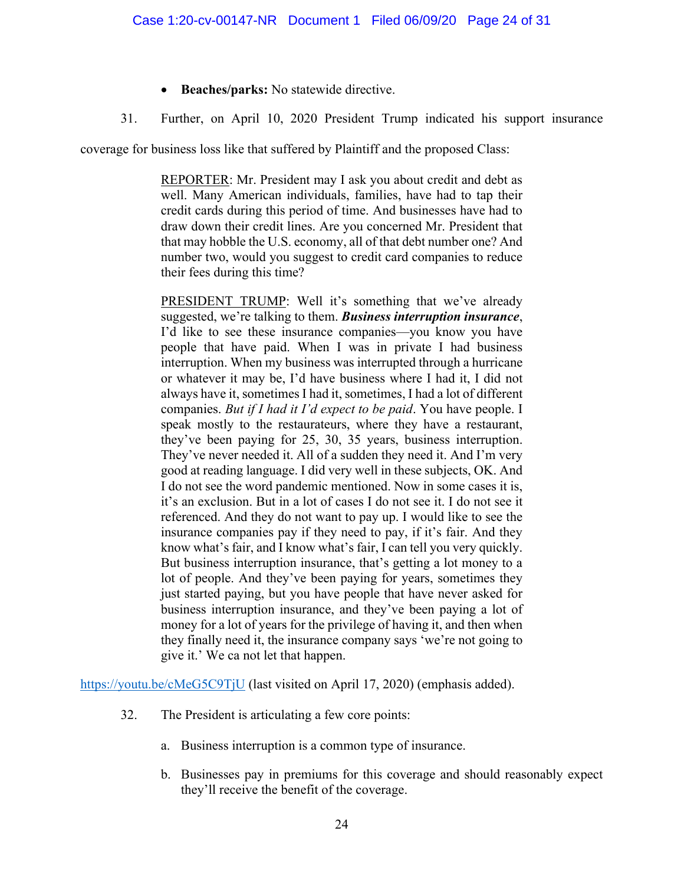- **Beaches/parks:** No statewide directive.

31. Further, on April 10, 2020 President Trump indicated his support insurance coverage for business loss like that suffered by Plaintiff and the proposed Class:

> REPORTER: Mr. President may I ask you about credit and debt as well. Many American individuals, families, have had to tap their credit cards during this period of time. And businesses have had to draw down their credit lines. Are you concerned Mr. President that that may hobble the U.S. economy, all of that debt number one? And number two, would you suggest to credit card companies to reduce their fees during this time?
>
> PRESIDENT TRUMP: Well it's something that we've already suggested, we're talking to them. ***Business interruption insurance***, I'd like to see these insurance companies—you know you have people that have paid. When I was in private I had business interruption. When my business was interrupted through a hurricane or whatever it may be, I'd have business where I had it, I did not always have it, sometimes I had it, sometimes, I had a lot of different companies. *But if I had it I'd expect to be paid*. You have people. I speak mostly to the restaurateurs, where they have a restaurant, they've been paying for 25, 30, 35 years, business interruption. They've never needed it. All of a sudden they need it. And I'm very good at reading language. I did very well in these subjects, OK. And I do not see the word pandemic mentioned. Now in some cases it is, it's an exclusion. But in a lot of cases I do not see it. I do not see it referenced. And they do not want to pay up. I would like to see the insurance companies pay if they need to pay, if it's fair. And they know what's fair, and I know what's fair, I can tell you very quickly. But business interruption insurance, that's getting a lot money to a lot of people. And they've been paying for years, sometimes they just started paying, but you have people that have never asked for business interruption insurance, and they've been paying a lot of money for a lot of years for the privilege of having it, and then when they finally need it, the insurance company says 'we're not going to give it.' We ca not let that happen.

https://youtu.be/cMeG5C9TjU (last visited on April 17, 2020) (emphasis added).

32. The President is articulating a few core points:

a. Business interruption is a common type of insurance.

b. Businesses pay in premiums for this coverage and should reasonably expect they'll receive the benefit of the coverage.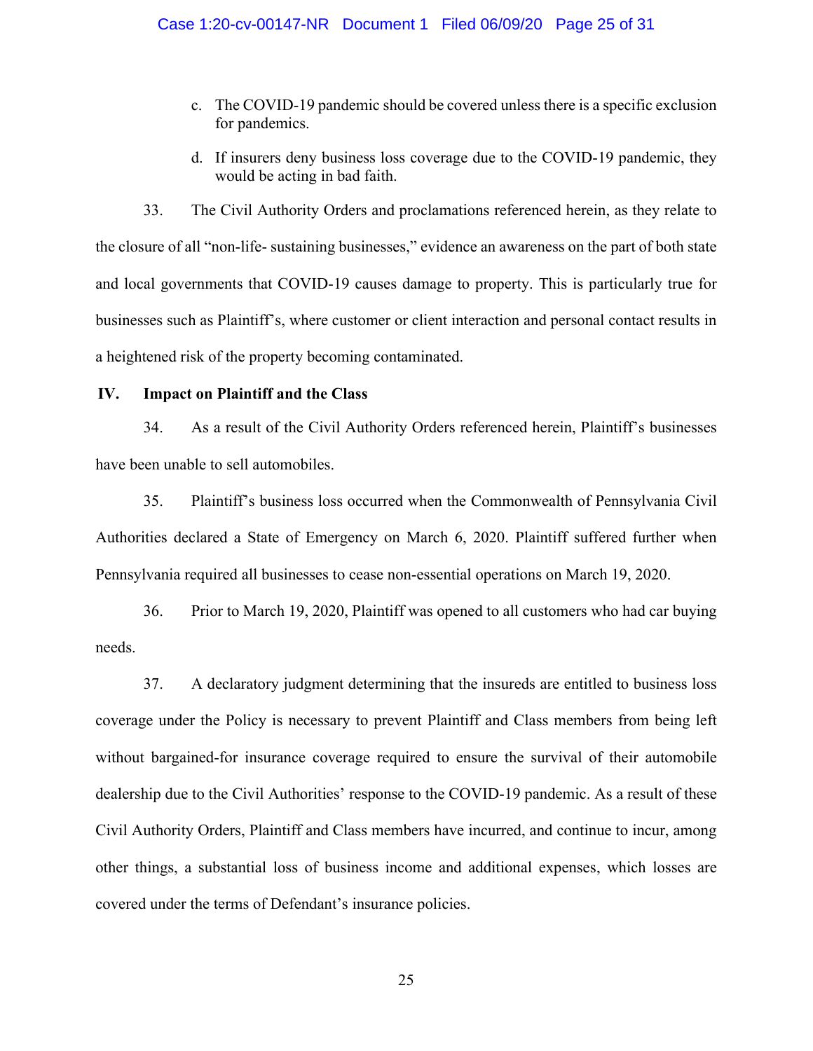c. The COVID-19 pandemic should be covered unless there is a specific exclusion for pandemics.

d. If insurers deny business loss coverage due to the COVID-19 pandemic, they would be acting in bad faith.

33. The Civil Authority Orders and proclamations referenced herein, as they relate to the closure of all "non-life- sustaining businesses," evidence an awareness on the part of both state and local governments that COVID-19 causes damage to property. This is particularly true for businesses such as Plaintiff's, where customer or client interaction and personal contact results in a heightened risk of the property becoming contaminated.

## IV. Impact on Plaintiff and the Class

34. As a result of the Civil Authority Orders referenced herein, Plaintiff's businesses have been unable to sell automobiles.

35. Plaintiff's business loss occurred when the Commonwealth of Pennsylvania Civil Authorities declared a State of Emergency on March 6, 2020. Plaintiff suffered further when Pennsylvania required all businesses to cease non-essential operations on March 19, 2020.

36. Prior to March 19, 2020, Plaintiff was opened to all customers who had car buying needs.

37. A declaratory judgment determining that the insureds are entitled to business loss coverage under the Policy is necessary to prevent Plaintiff and Class members from being left without bargained-for insurance coverage required to ensure the survival of their automobile dealership due to the Civil Authorities' response to the COVID-19 pandemic. As a result of these Civil Authority Orders, Plaintiff and Class members have incurred, and continue to incur, among other things, a substantial loss of business income and additional expenses, which losses are covered under the terms of Defendant's insurance policies.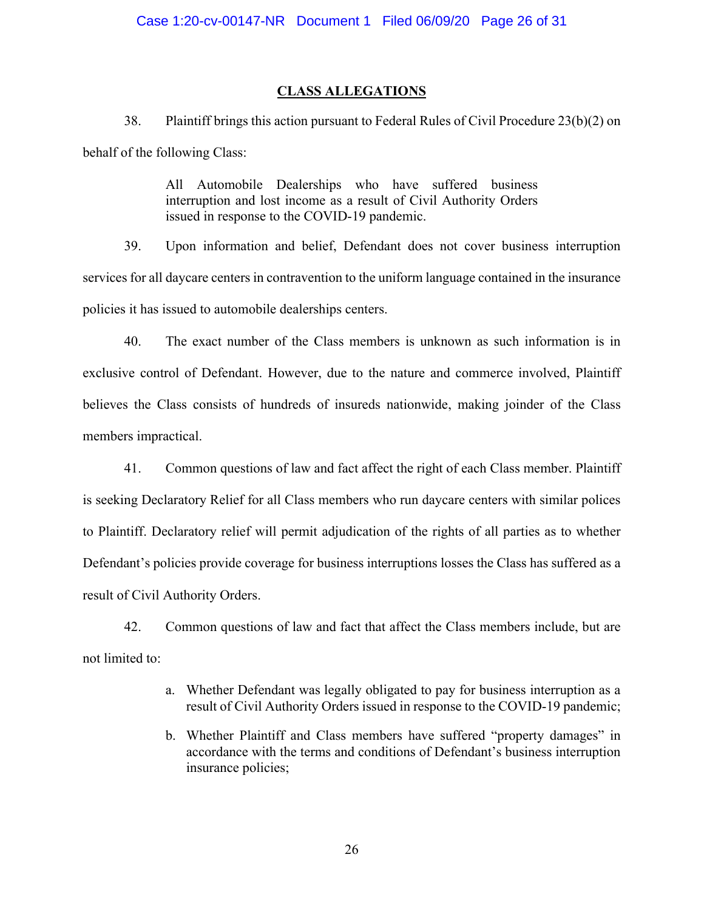## CLASS ALLEGATIONS

38. Plaintiff brings this action pursuant to Federal Rules of Civil Procedure 23(b)(2) on behalf of the following Class:

> All Automobile Dealerships who have suffered business interruption and lost income as a result of Civil Authority Orders issued in response to the COVID-19 pandemic.

39. Upon information and belief, Defendant does not cover business interruption services for all daycare centers in contravention to the uniform language contained in the insurance policies it has issued to automobile dealerships centers.

40. The exact number of the Class members is unknown as such information is in exclusive control of Defendant. However, due to the nature and commerce involved, Plaintiff believes the Class consists of hundreds of insureds nationwide, making joinder of the Class members impractical.

41. Common questions of law and fact affect the right of each Class member. Plaintiff is seeking Declaratory Relief for all Class members who run daycare centers with similar polices to Plaintiff. Declaratory relief will permit adjudication of the rights of all parties as to whether Defendant's policies provide coverage for business interruptions losses the Class has suffered as a result of Civil Authority Orders.

42. Common questions of law and fact that affect the Class members include, but are not limited to:

a. Whether Defendant was legally obligated to pay for business interruption as a result of Civil Authority Orders issued in response to the COVID-19 pandemic;

b. Whether Plaintiff and Class members have suffered "property damages" in accordance with the terms and conditions of Defendant's business interruption insurance policies;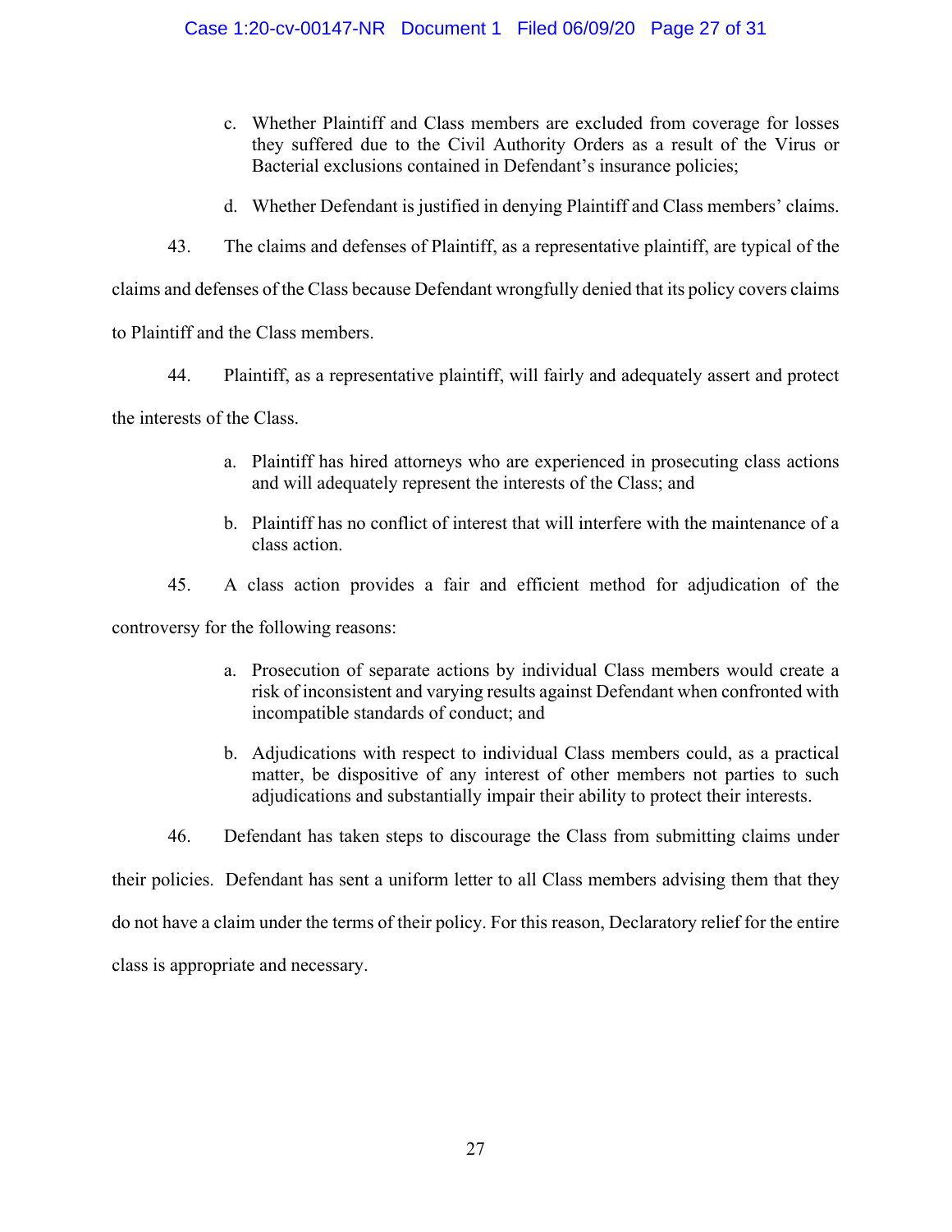c. Whether Plaintiff and Class members are excluded from coverage for losses they suffered due to the Civil Authority Orders as a result of the Virus or Bacterial exclusions contained in Defendant's insurance policies;

d. Whether Defendant is justified in denying Plaintiff and Class members' claims.

43. The claims and defenses of Plaintiff, as a representative plaintiff, are typical of the claims and defenses of the Class because Defendant wrongfully denied that its policy covers claims to Plaintiff and the Class members.

44. Plaintiff, as a representative plaintiff, will fairly and adequately assert and protect the interests of the Class.

a. Plaintiff has hired attorneys who are experienced in prosecuting class actions and will adequately represent the interests of the Class; and

b. Plaintiff has no conflict of interest that will interfere with the maintenance of a class action.

45. A class action provides a fair and efficient method for adjudication of the controversy for the following reasons:

a. Prosecution of separate actions by individual Class members would create a risk of inconsistent and varying results against Defendant when confronted with incompatible standards of conduct; and

b. Adjudications with respect to individual Class members could, as a practical matter, be dispositive of any interest of other members not parties to such adjudications and substantially impair their ability to protect their interests.

46. Defendant has taken steps to discourage the Class from submitting claims under their policies. Defendant has sent a uniform letter to all Class members advising them that they do not have a claim under the terms of their policy. For this reason, Declaratory relief for the entire class is appropriate and necessary.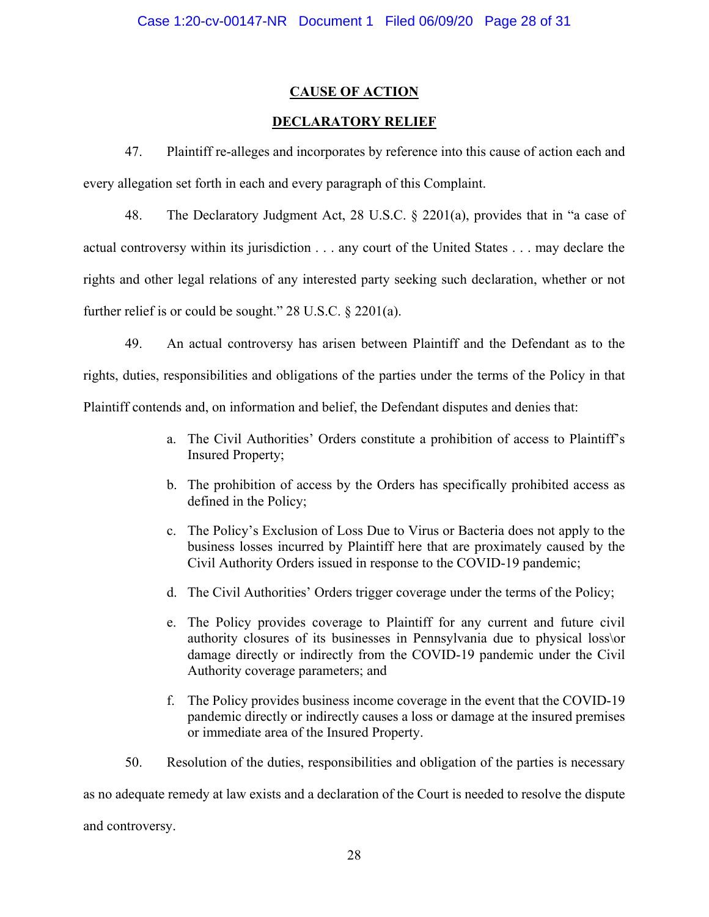## CAUSE OF ACTION

## DECLARATORY RELIEF

47. Plaintiff re-alleges and incorporates by reference into this cause of action each and every allegation set forth in each and every paragraph of this Complaint.

48. The Declaratory Judgment Act, 28 U.S.C. § 2201(a), provides that in "a case of actual controversy within its jurisdiction . . . any court of the United States . . . may declare the rights and other legal relations of any interested party seeking such declaration, whether or not further relief is or could be sought." 28 U.S.C. § 2201(a).

49. An actual controversy has arisen between Plaintiff and the Defendant as to the rights, duties, responsibilities and obligations of the parties under the terms of the Policy in that Plaintiff contends and, on information and belief, the Defendant disputes and denies that:

a. The Civil Authorities' Orders constitute a prohibition of access to Plaintiff's Insured Property;

b. The prohibition of access by the Orders has specifically prohibited access as defined in the Policy;

c. The Policy's Exclusion of Loss Due to Virus or Bacteria does not apply to the business losses incurred by Plaintiff here that are proximately caused by the Civil Authority Orders issued in response to the COVID-19 pandemic;

d. The Civil Authorities' Orders trigger coverage under the terms of the Policy;

e. The Policy provides coverage to Plaintiff for any current and future civil authority closures of its businesses in Pennsylvania due to physical loss\or damage directly or indirectly from the COVID-19 pandemic under the Civil Authority coverage parameters; and

f. The Policy provides business income coverage in the event that the COVID-19 pandemic directly or indirectly causes a loss or damage at the insured premises or immediate area of the Insured Property.

50. Resolution of the duties, responsibilities and obligation of the parties is necessary as no adequate remedy at law exists and a declaration of the Court is needed to resolve the dispute and controversy.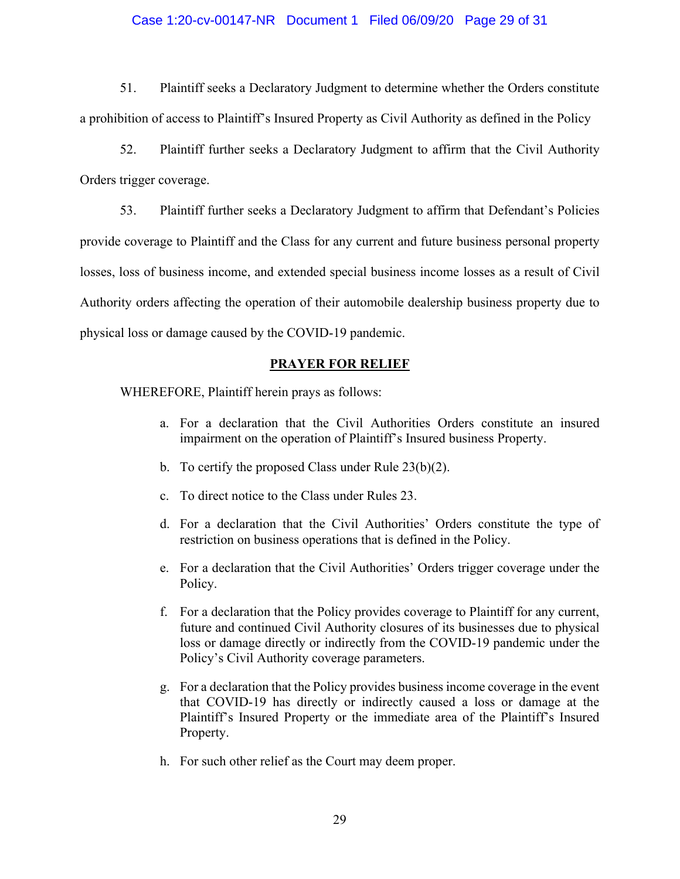51. Plaintiff seeks a Declaratory Judgment to determine whether the Orders constitute a prohibition of access to Plaintiff's Insured Property as Civil Authority as defined in the Policy

52. Plaintiff further seeks a Declaratory Judgment to affirm that the Civil Authority Orders trigger coverage.

53. Plaintiff further seeks a Declaratory Judgment to affirm that Defendant's Policies provide coverage to Plaintiff and the Class for any current and future business personal property losses, loss of business income, and extended special business income losses as a result of Civil Authority orders affecting the operation of their automobile dealership business property due to physical loss or damage caused by the COVID-19 pandemic.

**PRAYER FOR RELIEF**

WHEREFORE, Plaintiff herein prays as follows:

a. For a declaration that the Civil Authorities Orders constitute an insured impairment on the operation of Plaintiff's Insured business Property.

b. To certify the proposed Class under Rule 23(b)(2).

c. To direct notice to the Class under Rules 23.

d. For a declaration that the Civil Authorities' Orders constitute the type of restriction on business operations that is defined in the Policy.

e. For a declaration that the Civil Authorities' Orders trigger coverage under the Policy.

f. For a declaration that the Policy provides coverage to Plaintiff for any current, future and continued Civil Authority closures of its businesses due to physical loss or damage directly or indirectly from the COVID-19 pandemic under the Policy's Civil Authority coverage parameters.

g. For a declaration that the Policy provides business income coverage in the event that COVID-19 has directly or indirectly caused a loss or damage at the Plaintiff's Insured Property or the immediate area of the Plaintiff's Insured Property.

h. For such other relief as the Court may deem proper.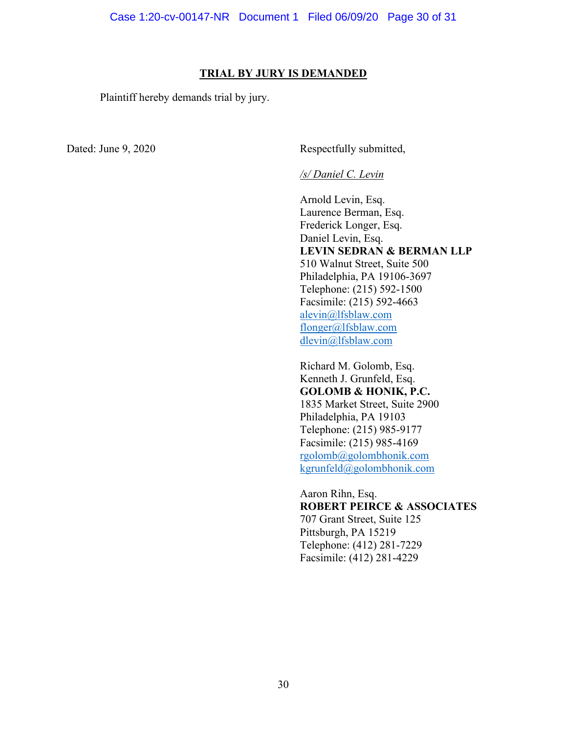**TRIAL BY JURY IS DEMANDED**

Plaintiff hereby demands trial by jury.

Dated: June 9, 2020

Respectfully submitted,

*/s/ Daniel C. Levin*

Arnold Levin, Esq.
Laurence Berman, Esq.
Frederick Longer, Esq.
Daniel Levin, Esq.
**LEVIN SEDRAN & BERMAN LLP**
510 Walnut Street, Suite 500
Philadelphia, PA 19106-3697
Telephone: (215) 592-1500
Facsimile: (215) 592-4663
alevin@lfsblaw.com
flonger@lfsblaw.com
dlevin@lfsblaw.com

Richard M. Golomb, Esq.
Kenneth J. Grunfeld, Esq.
**GOLOMB & HONIK, P.C.**
1835 Market Street, Suite 2900
Philadelphia, PA 19103
Telephone: (215) 985-9177
Facsimile: (215) 985-4169
rgolomb@golombhonik.com
kgrunfeld@golombhonik.com

Aaron Rihn, Esq.
**ROBERT PEIRCE & ASSOCIATES**
707 Grant Street, Suite 125
Pittsburgh, PA 15219
Telephone: (412) 281-7229
Facsimile: (412) 281-4229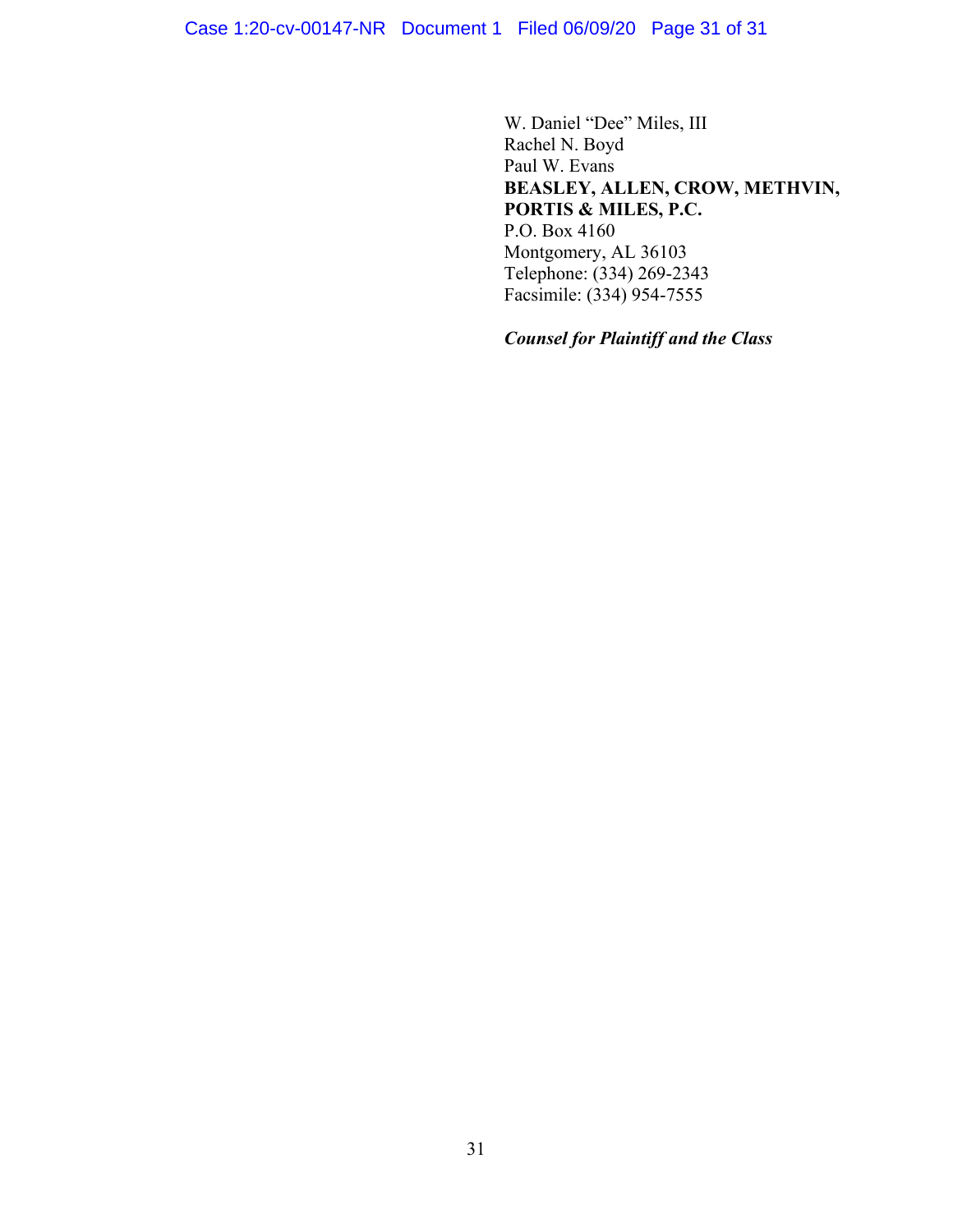W. Daniel "Dee" Miles, III
Rachel N. Boyd
Paul W. Evans
**BEASLEY, ALLEN, CROW, METHVIN, PORTIS & MILES, P.C.**
P.O. Box 4160
Montgomery, AL 36103
Telephone: (334) 269-2343
Facsimile: (334) 954-7555

***Counsel for Plaintiff and the Class***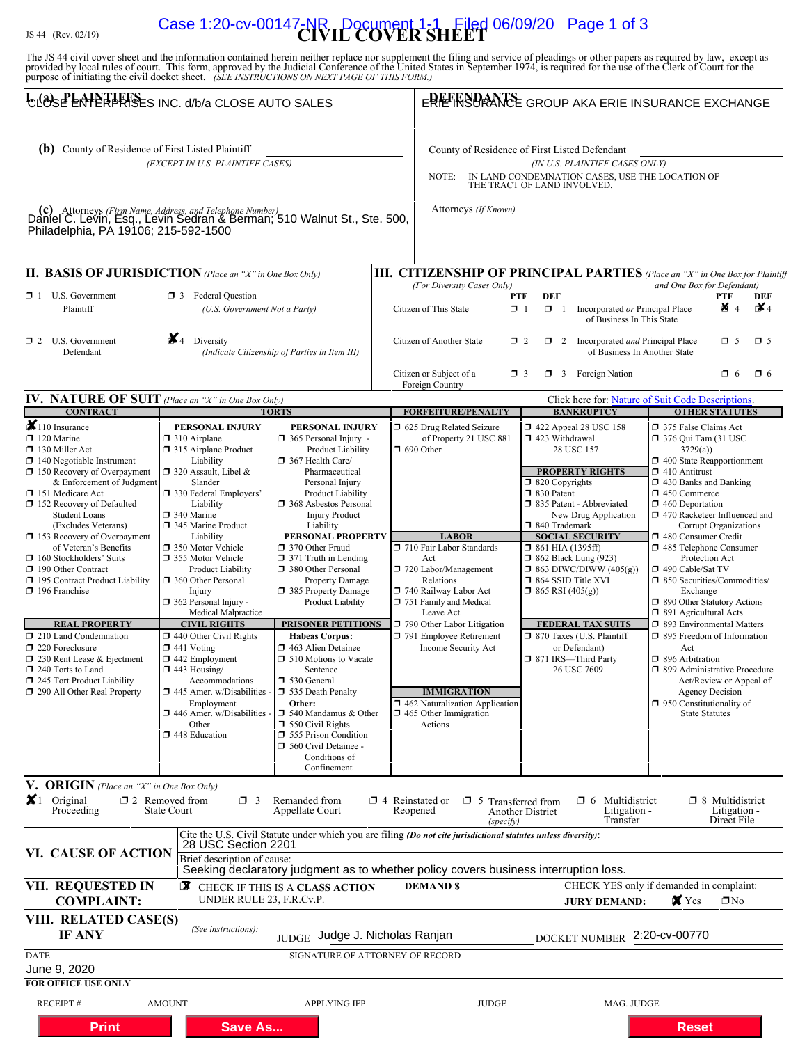JS 44 (Rev. 02/19)

Case 1:20-cv-00147-NR Document 1-1 Filed 06/09/20 Page 1 of 3

# CIVIL COVER SHEET

The JS 44 civil cover sheet and the information contained herein neither replace nor supplement the filing and service of pleadings or other papers as required by law, except as provided by local rules of court. This form, approved by the Judicial Conference of the United States in September 1974, is required for the use of the Clerk of Court for the purpose of initiating the civil docket sheet. *(SEE INSTRUCTIONS ON NEXT PAGE OF THIS FORM.)*

**I. (a) PLAINTIFFS**
CLOSE ENTERPRISES INC. d/b/a CLOSE AUTO SALES

**DEFENDANTS**
ERIE INSURANCE GROUP AKA ERIE INSURANCE EXCHANGE

**(b)** County of Residence of First Listed Plaintiff
*(EXCEPT IN U.S. PLAINTIFF CASES)*

County of Residence of First Listed Defendant
*(IN U.S. PLAINTIFF CASES ONLY)*
NOTE: IN LAND CONDEMNATION CASES, USE THE LOCATION OF THE TRACT OF LAND INVOLVED.

**(c)** Attorneys *(Firm Name, Address, and Telephone Number)*
Daniel C. Levin, Esq., Levin Sedran & Berman; 510 Walnut St., Ste. 500, Philadelphia, PA 19106; 215-592-1500

Attorneys *(If Known)*

## II. BASIS OF JURISDICTION *(Place an "X" in One Box Only)*

- ☐ 1 U.S. Government Plaintiff
- ☐ 3 Federal Question (U.S. Government Not a Party)
- ☐ 2 U.S. Government Defendant
- ☒ 4 Diversity (Indicate Citizenship of Parties in Item III)

## III. CITIZENSHIP OF PRINCIPAL PARTIES *(Place an "X" in One Box for Plaintiff and One Box for Defendant)* *(For Diversity Cases Only)*

| | PTF | DEF | | PTF | DEF |
|---|---|---|---|---|---|
| Citizen of This State | ☐ 1 | ☐ 1 | Incorporated *or* Principal Place of Business In This State | ☒ 4 | ☒ 4 |
| Citizen of Another State | ☐ 2 | ☐ 2 | Incorporated *and* Principal Place of Business In Another State | ☐ 5 | ☐ 5 |
| Citizen or Subject of a Foreign Country | ☐ 3 | ☐ 3 | Foreign Nation | ☐ 6 | ☐ 6 |

## IV. NATURE OF SUIT *(Place an "X" in One Box Only)*

Click here for: Nature of Suit Code Descriptions.

**CONTRACT:** ☒ 110 Insurance; ☐ 120 Marine; ☐ 130 Miller Act; ☐ 140 Negotiable Instrument; ☐ 150 Recovery of Overpayment & Enforcement of Judgment; ☐ 151 Medicare Act; ☐ 152 Recovery of Defaulted Student Loans (Excludes Veterans); ☐ 153 Recovery of Overpayment of Veteran's Benefits; ☐ 160 Stockholders' Suits; ☐ 190 Other Contract; ☐ 195 Contract Product Liability; ☐ 196 Franchise

**REAL PROPERTY:** ☐ 210 Land Condemnation; ☐ 220 Foreclosure; ☐ 230 Rent Lease & Ejectment; ☐ 240 Torts to Land; ☐ 245 Tort Product Liability; ☐ 290 All Other Real Property

**TORTS – PERSONAL INJURY:** ☐ 310 Airplane; ☐ 315 Airplane Product Liability; ☐ 320 Assault, Libel & Slander; ☐ 330 Federal Employers' Liability; ☐ 340 Marine; ☐ 345 Marine Product Liability; ☐ 350 Motor Vehicle; ☐ 355 Motor Vehicle Product Liability; ☐ 360 Other Personal Injury; ☐ 362 Personal Injury - Medical Malpractice

**PERSONAL INJURY:** ☐ 365 Personal Injury - Product Liability; ☐ 367 Health Care/ Pharmaceutical Personal Injury Product Liability; ☐ 368 Asbestos Personal Injury Product Liability

**PERSONAL PROPERTY:** ☐ 370 Other Fraud; ☐ 371 Truth in Lending; ☐ 380 Other Personal Property Damage; ☐ 385 Property Damage Product Liability

**CIVIL RIGHTS:** ☐ 440 Other Civil Rights; ☐ 441 Voting; ☐ 442 Employment; ☐ 443 Housing/ Accommodations; ☐ 445 Amer. w/Disabilities - Employment; ☐ 446 Amer. w/Disabilities - Other; ☐ 448 Education

**PRISONER PETITIONS – Habeas Corpus:** ☐ 463 Alien Detainee; ☐ 510 Motions to Vacate Sentence; ☐ 530 General; ☐ 535 Death Penalty; **Other:** ☐ 540 Mandamus & Other; ☐ 550 Civil Rights; ☐ 555 Prison Condition; ☐ 560 Civil Detainee - Conditions of Confinement

**FORFEITURE/PENALTY:** ☐ 625 Drug Related Seizure of Property 21 USC 881; ☐ 690 Other

**LABOR:** ☐ 710 Fair Labor Standards Act; ☐ 720 Labor/Management Relations; ☐ 740 Railway Labor Act; ☐ 751 Family and Medical Leave Act; ☐ 790 Other Labor Litigation; ☐ 791 Employee Retirement Income Security Act

**IMMIGRATION:** ☐ 462 Naturalization Application; ☐ 465 Other Immigration Actions

**BANKRUPTCY:** ☐ 422 Appeal 28 USC 158; ☐ 423 Withdrawal 28 USC 157

**PROPERTY RIGHTS:** ☐ 820 Copyrights; ☐ 830 Patent; ☐ 835 Patent - Abbreviated New Drug Application; ☐ 840 Trademark

**SOCIAL SECURITY:** ☐ 861 HIA (1395ff); ☐ 862 Black Lung (923); ☐ 863 DIWC/DIWW (405(g)); ☐ 864 SSID Title XVI; ☐ 865 RSI (405(g))

**FEDERAL TAX SUITS:** ☐ 870 Taxes (U.S. Plaintiff or Defendant); ☐ 871 IRS—Third Party 26 USC 7609

**OTHER STATUTES:** ☐ 375 False Claims Act; ☐ 376 Qui Tam (31 USC 3729(a)); ☐ 400 State Reapportionment; ☐ 410 Antitrust; ☐ 430 Banks and Banking; ☐ 450 Commerce; ☐ 460 Deportation; ☐ 470 Racketeer Influenced and Corrupt Organizations; ☐ 480 Consumer Credit; ☐ 485 Telephone Consumer Protection Act; ☐ 490 Cable/Sat TV; ☐ 850 Securities/Commodities/ Exchange; ☐ 890 Other Statutory Actions; ☐ 891 Agricultural Acts; ☐ 893 Environmental Matters; ☐ 895 Freedom of Information Act; ☐ 896 Arbitration; ☐ 899 Administrative Procedure Act/Review or Appeal of Agency Decision; ☐ 950 Constitutionality of State Statutes

## V. ORIGIN *(Place an "X" in One Box Only)*

☒ 1 Original Proceeding ☐ 2 Removed from State Court ☐ 3 Remanded from Appellate Court ☐ 4 Reinstated or Reopened ☐ 5 Transferred from Another District *(specify)* ☐ 6 Multidistrict Litigation - Transfer ☐ 8 Multidistrict Litigation - Direct File

## VI. CAUSE OF ACTION

Cite the U.S. Civil Statute under which you are filing *(Do not cite jurisdictional statutes unless diversity)*:
28 USC Section 2201

Brief description of cause:
Seeking declaratory judgment as to whether policy covers business interruption loss.

## VII. REQUESTED IN COMPLAINT:

☒ CHECK IF THIS IS A CLASS ACTION UNDER RULE 23, F.R.Cv.P.

DEMAND $

CHECK YES only if demanded in complaint: JURY DEMAND: ☒ Yes ☐ No

## VIII. RELATED CASE(S) IF ANY

*(See instructions):* JUDGE Judge J. Nicholas Ranjan DOCKET NUMBER 2:20-cv-00770

DATE: June 9, 2020

SIGNATURE OF ATTORNEY OF RECORD

**FOR OFFICE USE ONLY**

RECEIPT # AMOUNT APPLYING IFP JUDGE MAG. JUDGE